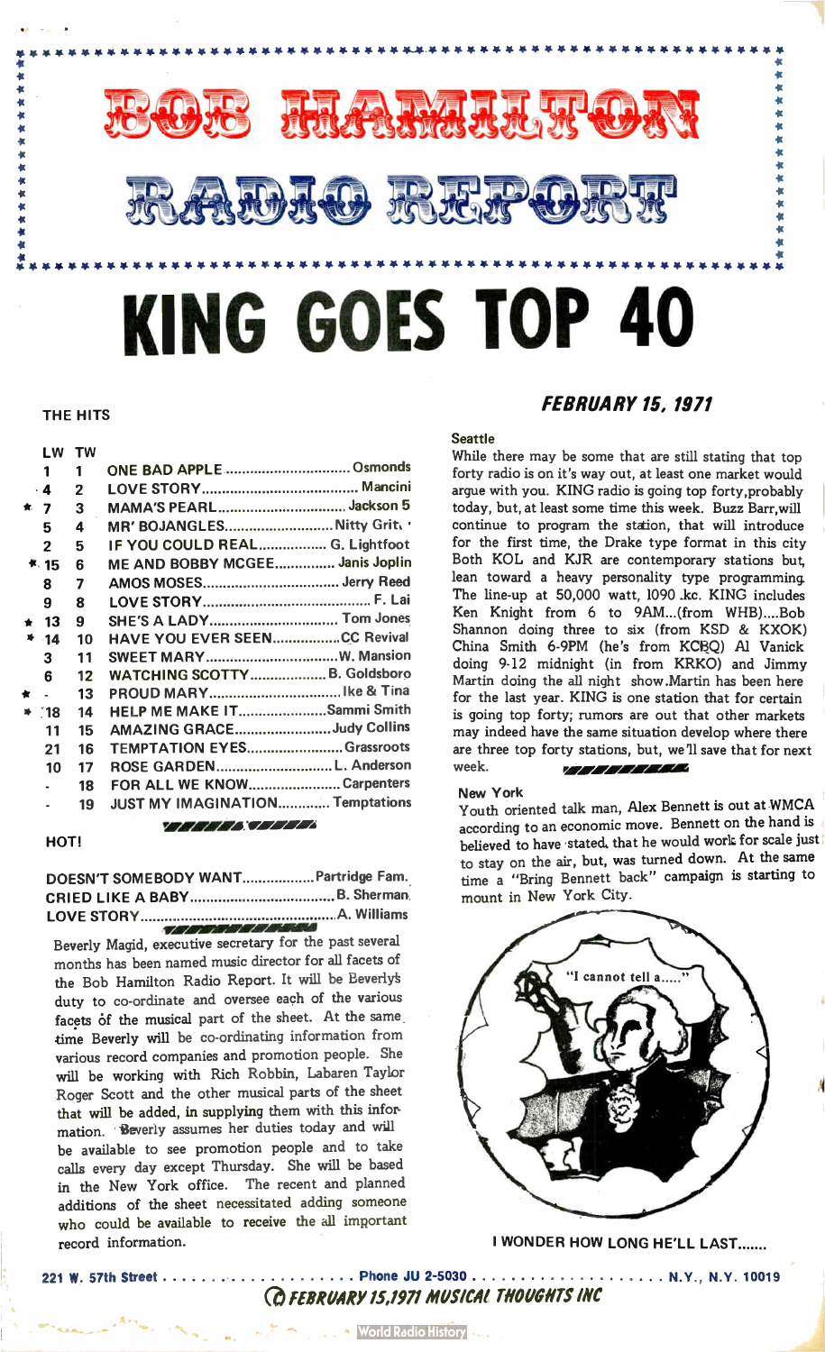# BOB HAMILTON RADIO REPORT

# KING GOES TOP 40

## THE HITS

| | LW | TW | | |
|---|---|---|---|---|
| | 1 | 1 | ONE BAD APPLE | Osmonds |
| | 4 | 2 | LOVE STORY | Mancini |
| * | 7 | 3 | MAMA'S PEARL | Jackson 5 |
| | 5 | 4 | MR' BOJANGLES | Nitty Grit, |
| | 2 | 5 | IF YOU COULD REAL | G. Lightfoot |
| * | 15 | 6 | ME AND BOBBY MCGEE | Janis Joplin |
| | 8 | 7 | AMOS MOSES | Jerry Reed |
| | 9 | 8 | LOVE STORY | F. Lai |
| * | 13 | 9 | SHE'S A LADY | Tom Jones |
| * | 14 | 10 | HAVE YOU EVER SEEN | CC Revival |
| | 3 | 11 | SWEET MARY | W. Mansion |
| | 6 | 12 | WATCHING SCOTTY | B. Goldsboro |
| * | - | 13 | PROUD MARY | Ike & Tina |
| * | 18 | 14 | HELP ME MAKE IT | Sammi Smith |
| | 11 | 15 | AMAZING GRACE | Judy Collins |
| | 21 | 16 | TEMPTATION EYES | Grassroots |
| | 10 | 17 | ROSE GARDEN | L. Anderson |
| | - | 18 | FOR ALL WE KNOW | Carpenters |
| | - | 19 | JUST MY IMAGINATION | Temptations |

## HOT!

| | |
|---|---|
| DOESN'T SOMEBODY WANT | Partridge Fam. |
| CRIED LIKE A BABY | B. Sherman |
| LOVE STORY | A. Williams |

Beverly Magid, executive secretary for the past several months has been named music director for all facets of the Bob Hamilton Radio Report. It will be Beverly's duty to co-ordinate and oversee each of the various facets of the musical part of the sheet. At the same time Beverly will be co-ordinating information from various record companies and promotion people. She will be working with Rich Robbin, Labaren Taylor Roger Scott and the other musical parts of the sheet that will be added, in supplying them with this information. Beverly assumes her duties today and will be available to see promotion people and to take calls every day except Thursday. She will be based in the New York office. The recent and planned additions of the sheet necessitated adding someone who could be available to receive the all important record information.

## *FEBRUARY 15, 1971*

### Seattle

While there may be some that are still stating that top forty radio is on it's way out, at least one market would argue with you. KING radio is going top forty, probably today, but, at least some time this week. Buzz Barr, will continue to program the station, that will introduce for the first time, the Drake type format in this city Both KOL and KJR are contemporary stations but, lean toward a heavy personality type programming. The line-up at 50,000 watt, 1090 kc. KING includes Ken Knight from 6 to 9AM...(from WHB)....Bob Shannon doing three to six (from KSD & KXOK) China Smith 6-9PM (he's from KCBQ) Al Vanick doing 9-12 midnight (in from KRKO) and Jimmy Martin doing the all night show. Martin has been here for the last year. KING is one station that for certain is going top forty; rumors are out that other markets may indeed have the same situation develop where there are three top forty stations, but, we'll save that for next week.

### New York

Youth oriented talk man, Alex Bennett is out at WMCA according to an economic move. Bennett on the hand is believed to have stated, that he would work for scale just to stay on the air, but, was turned down. At the same time a "Bring Bennett back" campaign is starting to mount in New York City.

"I cannot tell a....."

I WONDER HOW LONG HE'LL LAST.......

221 W. 57th Street . . . . . . . . . . Phone JU 2-5030 . . . . . . . . . . N.Y., N.Y. 10019

*© FEBRUARY 15,1971 MUSICAL THOUGHTS INC*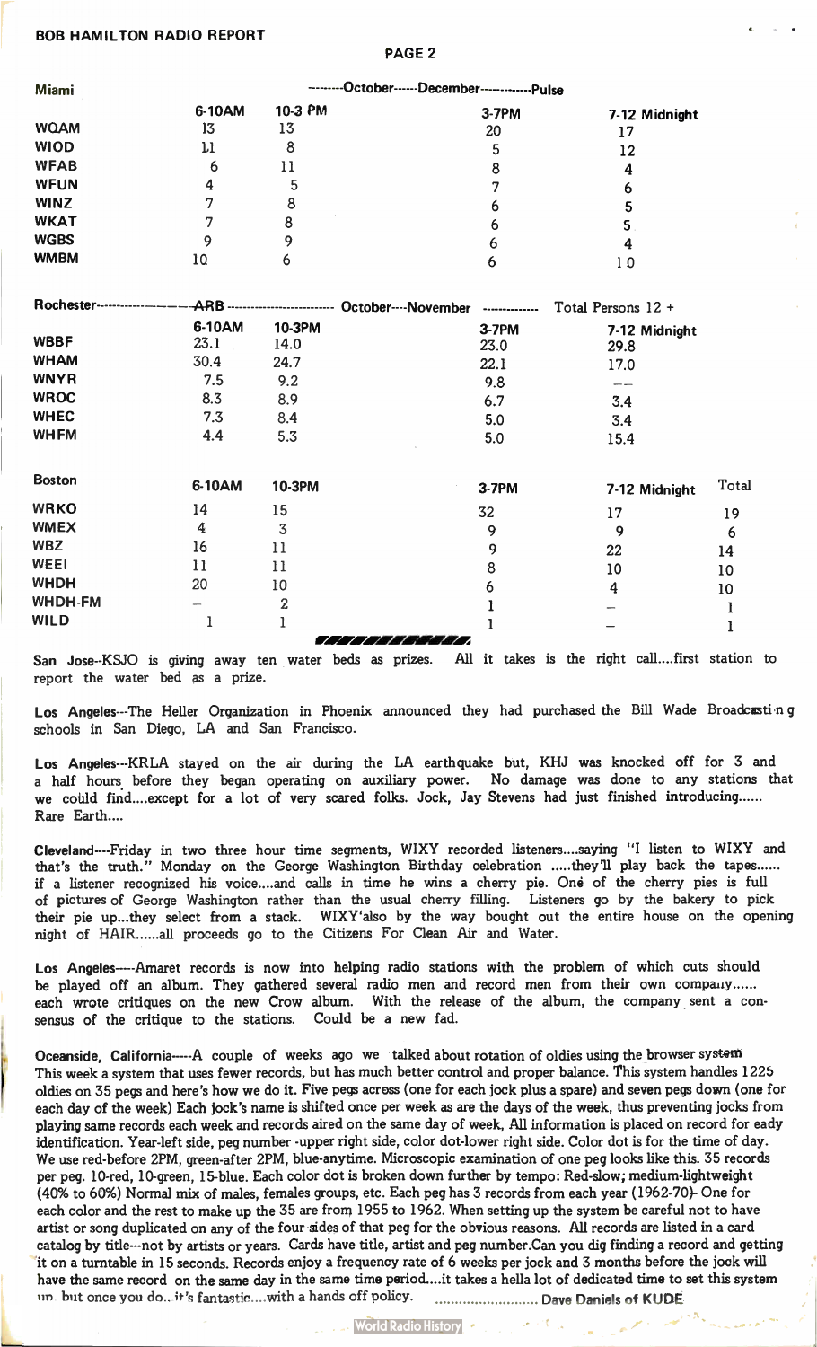### Miami

| Miami | 6-10AM | 10-3 PM | 3-7PM | 7-12 Midnight |
|---|---|---|---|---|
| | ---------October------December------------Pulse | | | |
| WQAM | 13 | 13 | 20 | 17 |
| WIOD | 11 | 8 | 5 | 12 |
| WFAB | 6 | 11 | 8 | 4 |
| WFUN | 4 | 5 | 7 | 6 |
| WINZ | 7 | 8 | 6 | 5 |
| WKAT | 7 | 8 | 6 | 5 |
| WGBS | 9 | 9 | 6 | 4 |
| WMBM | 10 | 6 | 6 | 10 |

### Rochester

Rochester----------------ARB ------------------------ October----November ------------- Total Persons 12 +

| | 6-10AM | 10-3PM | 3-7PM | 7-12 Midnight |
|---|---|---|---|---|
| WBBF | 23.1 | 14.0 | 23.0 | 29.8 |
| WHAM | 30.4 | 24.7 | 22.1 | 17.0 |
| WNYR | 7.5 | 9.2 | 9.8 | -- |
| WROC | 8.3 | 8.9 | 6.7 | 3.4 |
| WHEC | 7.3 | 8.4 | 5.0 | 3.4 |
| WHFM | 4.4 | 5.3 | 5.0 | 15.4 |

### Boston

| Boston | 6-10AM | 10-3PM | 3-7PM | 7-12 Midnight | Total |
|---|---|---|---|---|---|
| WRKO | 14 | 15 | 32 | 17 | 19 |
| WMEX | 4 | 3 | 9 | 9 | 6 |
| WBZ | 16 | 11 | 9 | 22 | 14 |
| WEEI | 11 | 11 | 8 | 10 | 10 |
| WHDH | 20 | 10 | 6 | 4 | 10 |
| WHDH-FM | – | 2 | 1 | – | 1 |
| WILD | 1 | 1 | 1 | – | 1 |

**San Jose**--KSJO is giving away ten water beds as prizes. All it takes is the right call....first station to report the water bed as a prize.

**Los Angeles**---The Heller Organization in Phoenix announced they had purchased the Bill Wade Broadcasting schools in San Diego, LA and San Francisco.

**Los Angeles**---KRLA stayed on the air during the LA earthquake but, KHJ was knocked off for 3 and a half hours before they began operating on auxiliary power. No damage was done to any stations that we could find....except for a lot of very scared folks. Jock, Jay Stevens had just finished introducing...... Rare Earth....

**Cleveland**----Friday in two three hour time segments, WIXY recorded listeners....saying "I listen to WIXY and that's the truth." Monday on the George Washington Birthday celebration .....they'll play back the tapes...... if a listener recognized his voice....and calls in time he wins a cherry pie. One of the cherry pies is full of pictures of George Washington rather than the usual cherry filling. Listeners go by the bakery to pick their pie up...they select from a stack. WIXY also by the way bought out the entire house on the opening night of HAIR......all proceeds go to the Citizens For Clean Air and Water.

**Los Angeles**-----Amaret records is now into helping radio stations with the problem of which cuts should be played off an album. They gathered several radio men and record men from their own company...... each wrote critiques on the new Crow album. With the release of the album, the company sent a consensus of the critique to the stations. Could be a new fad.

**Oceanside, California**-----A couple of weeks ago we talked about rotation of oldies using the browser system This week a system that uses fewer records, but has much better control and proper balance. This system handles 1225 oldies on 35 pegs and here's how we do it. Five pegs across (one for each jock plus a spare) and seven pegs down (one for each day of the week) Each jock's name is shifted once per week as are the days of the week, thus preventing jocks from playing same records each week and records aired on the same day of week, All information is placed on record for eady identification. Year-left side, peg number -upper right side, color dot-lower right side. Color dot is for the time of day. We use red-before 2PM, green-after 2PM, blue-anytime. Microscopic examination of one peg looks like this. 35 records per peg. 10-red, 10-green, 15-blue. Each color dot is broken down further by tempo: Red-slow; medium-lightweight (40% to 60%) Normal mix of males, females groups, etc. Each peg has 3 records from each year (1962-70)- One for each color and the rest to make up the 35 are from 1955 to 1962. When setting up the system be careful not to have artist or song duplicated on any of the four sides of that peg for the obvious reasons. All records are listed in a card catalog by title---not by artists or years. Cards have title, artist and peg number.Can you dig finding a record and getting it on a turntable in 15 seconds. Records enjoy a frequency rate of 6 weeks per jock and 3 months before the jock will have the same record on the same day in the same time period....it takes a hella lot of dedicated time to set this system up but once you do.. it's fantastic....with a hands off policy. .......................... Dave Daniels of KUDE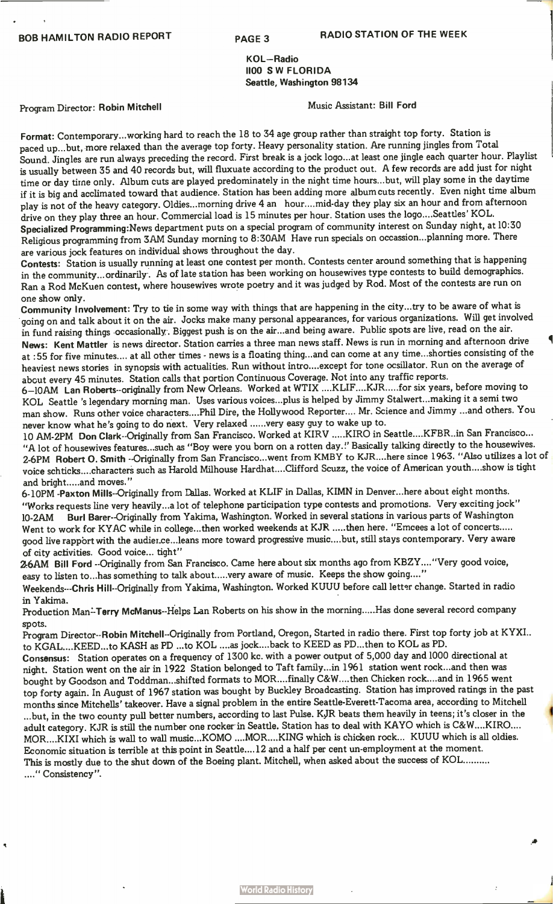## RADIO STATION OF THE WEEK

**KOL–Radio**
**1100 S W FLORIDA**
**Seattle, Washington 98134**

Program Director: **Robin Mitchell** Music Assistant: **Bill Ford**

**Format:** Contemporary...working hard to reach the 18 to 34 age group rather than straight top forty. Station is paced up...but, more relaxed than the average top forty. Heavy personality station. Are running jingles from Total Sound. Jingles are run always preceding the record. First break is a jock logo...at least one jingle each quarter hour. Playlist is usually between 35 and 40 records but, will fluxuate according to the product out. A few records are add just for night time or day time only. Album cuts are played predominately in the night time hours...but, will play some in the daytime if it is big and acclimated toward that audience. Station has been adding more album cuts recently. Even night time album play is not of the heavy category. Oldies...morning drive 4 an hour....mid-day they play six an hour and from afternoon drive on they play three an hour. Commercial load is 15 minutes per hour. Station uses the logo....Seattles' KOL.

**Specialized Programming:** News department puts on a special program of community interest on Sunday night, at 10:30 Religious programming from 3AM Sunday morning to 8:30AM Have run specials on occassion...planning more. There are various jock features on individual shows throughout the day.

**Contests:** Station is usually running at least one contest per month. Contests center around something that is happening in the community...ordinarily. As of late station has been working on housewives type contests to build demographics. Ran a Rod McKuen contest, where housewives wrote poetry and it was judged by Rod. Most of the contests are run on one show only.

**Community Involvement:** Try to tie in some way with things that are happening in the city...try to be aware of what is going on and talk about it on the air. Jocks make many personal appearances, for various organizations. Will get involved in fund raising things occasionally. Biggest push is on the air...and being aware. Public spots are live, read on the air.

**News:** **Kent Mattler** is news director. Station carries a three man news staff. News is run in morning and afternoon drive at :55 for five minutes.... at all other times - news is a floating thing...and can come at any time...shorties consisting of the heaviest news stories in synopsis with actualities. Run without intro....except for tone oscillator. Run on the average of about every 45 minutes. Station calls that portion Continuous Coverage. Not into any traffic reports.

**6–10AM Lan Roberts**--originally from New Orleans. Worked at WTIX ....KLIF....KJR.....for six years, before moving to KOL Seattle 's legendary morning man. Uses various voices...plus is helped by Jimmy Stalwert...making it a semi two man show. Runs other voice characters....Phil Dire, the Hollywood Reporter.... Mr. Science and Jimmy ...and others. You never know what he's going to do next. Very relaxed ......very easy guy to wake up to.

**10 AM-2PM Don Clark**--Originally from San Francisco. Worked at KIRV .....KIRO in Seattle....KFBR..in San Francisco... "A lot of housewives features...such as "Boy were you born on a rotten day.!" Basically talking directly to the housewives.

**2-6PM Robert O. Smith** --Originally from San Francisco...went from KMBY to KJR....here since 1963. "Also utilizes a lot of voice schticks....characters such as Harold Milhouse Hardhat....Clifford Scuzz, the voice of American youth....show is tight and bright.....and moves."

**6-10PM -Paxton Mills**--Originally from Dallas. Worked at KLIF in Dallas, KIMN in Denver...here about eight months. "Works requests line very heavily...a lot of telephone participation type contests and promotions. Very exciting jock"

**10-2AM Burl Barer**--Originally from Yakima, Washington. Worked in several stations in various parts of Washington Went to work for KYAC while in college...then worked weekends at KJR .....then here. "Emcees a lot of concerts..... good live rappbrt with the audience...leans more toward progressive music....but, still stays contemporary. Very aware of city activities. Good voice... tight"

**2-6AM Bill Ford** --Originally from San Francisco. Came here about six months ago from KBZY...."Very good voice, easy to listen to...has something to talk about.....very aware of music. Keeps the show going...."

**Weekends**---**Chris Hill**--Originally from Yakima, Washington. Worked KUUU before call letter change. Started in radio in Yakima.

**Production Man**--**Terry McManus**--Helps Lan Roberts on his show in the morning.....Has done several record company spots.

**Program Director**--**Robin Mitchell**--Originally from Portland, Oregon, Started in radio there. First top forty job at KYXI.. to KGAL....KEED...to KASH as PD ...to KOL ....as jock....back to KEED as PD....then to KOL as PD.

**Consensus:** Station operates on a frequency of 1300 kc. with a power output of 5,000 day and 1000 directional at night. Station went on the air in 1922 Station belonged to Taft family...in 1961 station went rock...and then was bought by Goodson and Toddman...shifted formats to MOR....finally C&W....then Chicken rock....and in 1965 went top forty again. In August of 1967 station was bought by Buckley Broadcasting. Station has improved ratings in the past months since Mitchells' takeover. Have a signal problem in the entire Seattle-Everett-Tacoma area, according to Mitchell ...but, in the two county pull better numbers, according to last Pulse. KJR beats them heavily in teens; it's closer in the adult category. KJR is still the number one rocker in Seattle. Station has to deal with KAYO which is C&W....KIRO.... MOR....KIXI which is wall to wall music...KOMO ....MOR....KING which is chicken rock... KUUU which is all oldies. Economic situation is terrible at this point in Seattle....12 and a half per cent un-employment at the moment. This is mostly due to the shut down of the Boeing plant. Mitchell, when asked about the success of KOL.......... ...." Consistency".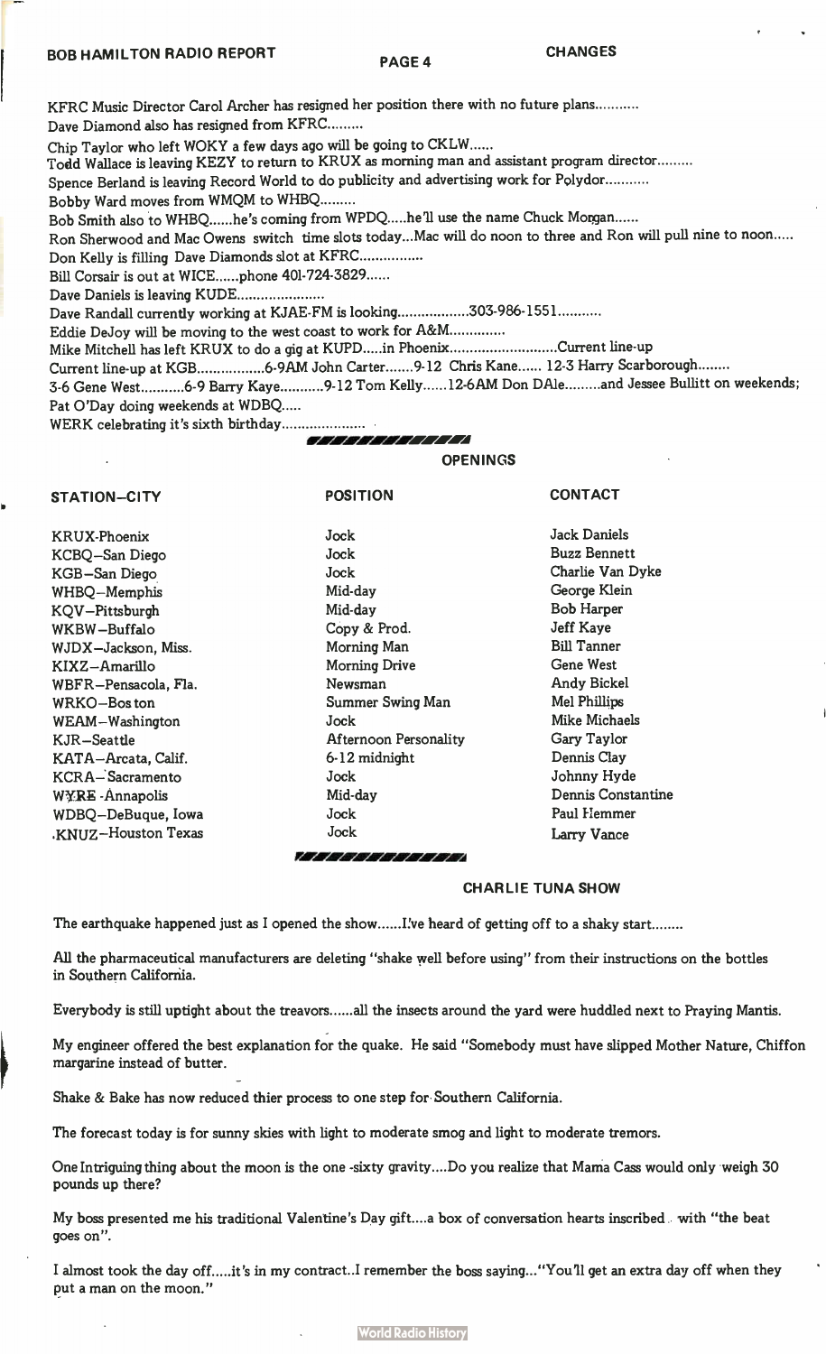## CHANGES

KFRC Music Director Carol Archer has resigned her position there with no future plans...........

Dave Diamond also has resigned from KFRC.........

Chip Taylor who left WOKY a few days ago will be going to CKLW......

Todd Wallace is leaving KEZY to return to KRUX as morning man and assistant program director.........

Spence Berland is leaving Record World to do publicity and advertising work for Polydor...........

Bobby Ward moves from WMQM to WHBQ.........

Bob Smith also to WHBQ......he's coming from WPDQ.....he'll use the name Chuck Morgan......

Ron Sherwood and Mac Owens switch time slots today...Mac will do noon to three and Ron will pull nine to noon.....

Don Kelly is filling Dave Diamonds slot at KFRC................

Bill Corsair is out at WICE......phone 401-724-3829......

Dave Daniels is leaving KUDE......................

Dave Randall currently working at KJAE-FM is looking..................303-986-1551...........

Eddie DeJoy will be moving to the west coast to work for A&M..............

Mike Mitchell has left KRUX to do a gig at KUPD.....in Phoenix...........................Current line-up

Current line-up at KGB.................6-9AM John Carter.......9-12 Chris Kane...... 12-3 Harry Scarborough........

3-6 Gene West...........6-9 Barry Kaye...........9-12 Tom Kelly......12-6AM Don DAle.........and Jessee Bullitt on weekends;

Pat O'Day doing weekends at WDBQ.....

WERK celebrating it's sixth birthday.....................

## OPENINGS

| STATION–CITY | POSITION | CONTACT |
|---|---|---|
| KRUX-Phoenix | Jock | Jack Daniels |
| KCBQ–San Diego | Jock | Buzz Bennett |
| KGB–San Diego | Jock | Charlie Van Dyke |
| WHBQ–Memphis | Mid-day | George Klein |
| KQV–Pittsburgh | Mid-day | Bob Harper |
| WKBW–Buffalo | Copy & Prod. | Jeff Kaye |
| WJDX–Jackson, Miss. | Morning Man | Bill Tanner |
| KIXZ–Amarillo | Morning Drive | Gene West |
| WBFR–Pensacola, Fla. | Newsman | Andy Bickel |
| WRKO–Boston | Summer Swing Man | Mel Phillips |
| WEAM–Washington | Jock | Mike Michaels |
| KJR–Seattle | Afternoon Personality | Gary Taylor |
| KATA–Arcata, Calif. | 6-12 midnight | Dennis Clay |
| KCRA–Sacramento | Jock | Johnny Hyde |
| WYRE -Annapolis | Mid-day | Dennis Constantine |
| WDBQ–DeBuque, Iowa | Jock | Paul Hemmer |
| KNUZ–Houston Texas | Jock | Larry Vance |

## CHARLIE TUNA SHOW

The earthquake happened just as I opened the show......I've heard of getting off to a shaky start........

All the pharmaceutical manufacturers are deleting "shake well before using" from their instructions on the bottles in Southern California.

Everybody is still uptight about the treavors......all the insects around the yard were huddled next to Praying Mantis.

My engineer offered the best explanation for the quake. He said "Somebody must have slipped Mother Nature, Chiffon margarine instead of butter.

Shake & Bake has now reduced thier process to one step for Southern California.

The forecast today is for sunny skies with light to moderate smog and light to moderate tremors.

One Intriguing thing about the moon is the one -sixty gravity....Do you realize that Mama Cass would only weigh 30 pounds up there?

My boss presented me his traditional Valentine's Day gift....a box of conversation hearts inscribed with "the beat goes on".

I almost took the day off.....it's in my contract..I remember the boss saying..."You'll get an extra day off when they put a man on the moon."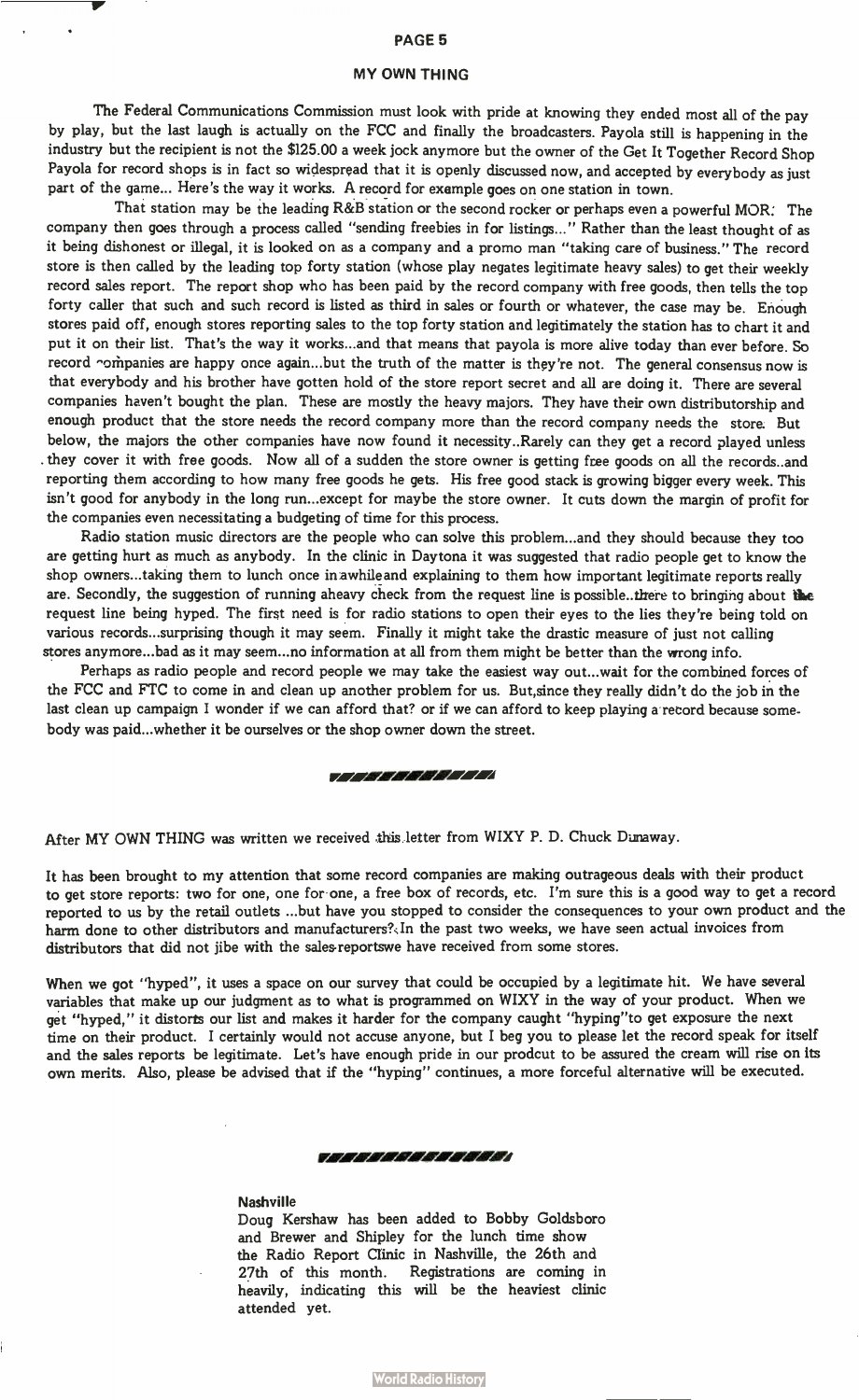## MY OWN THING

The Federal Communications Commission must look with pride at knowing they ended most all of the pay by play, but the last laugh is actually on the FCC and finally the broadcasters. Payola still is happening in the industry but the recipient is not the $125.00 a week jock anymore but the owner of the Get It Together Record Shop Payola for record shops is in fact so widespread that it is openly discussed now, and accepted by everybody as just part of the game... Here's the way it works. A record for example goes on one station in town.

That station may be the leading R&B station or the second rocker or perhaps even a powerful MOR. The company then goes through a process called "sending freebies in for listings..." Rather than the least thought of as it being dishonest or illegal, it is looked on as a company and a promo man "taking care of business." The record store is then called by the leading top forty station (whose play negates legitimate heavy sales) to get their weekly record sales report. The report shop who has been paid by the record company with free goods, then tells the top forty caller that such and such record is listed as third in sales or fourth or whatever, the case may be. Enough stores paid off, enough stores reporting sales to the top forty station and legitimately the station has to chart it and put it on their list. That's the way it works...and that means that payola is more alive today than ever before. So record companies are happy once again...but the truth of the matter is they're not. The general consensus now is that everybody and his brother have gotten hold of the store report secret and all are doing it. There are several companies haven't bought the plan. These are mostly the heavy majors. They have their own distributorship and enough product that the store needs the record company more than the record company needs the store. But below, the majors the other companies have now found it necessity..Rarely can they get a record played unless they cover it with free goods. Now all of a sudden the store owner is getting free goods on all the records..and reporting them according to how many free goods he gets. His free good stack is growing bigger every week. This isn't good for anybody in the long run...except for maybe the store owner. It cuts down the margin of profit for the companies even necessitating a budgeting of time for this process.

Radio station music directors are the people who can solve this problem...and they should because they too are getting hurt as much as anybody. In the clinic in Daytona it was suggested that radio people get to know the shop owners...taking them to lunch once in awhile and explaining to them how important legitimate reports really are. Secondly, the suggestion of running a heavy check from the request line is possible..there to bringing about the request line being hyped. The first need is for radio stations to open their eyes to the lies they're being told on various records...surprising though it may seem. Finally it might take the drastic measure of just not calling stores anymore...bad as it may seem...no information at all from them might be better than the wrong info.

Perhaps as radio people and record people we may take the easiest way out...wait for the combined forces of the FCC and FTC to come in and clean up another problem for us. But,since they really didn't do the job in the last clean up campaign I wonder if we can afford that? or if we can afford to keep playing a record because somebody was paid...whether it be ourselves or the shop owner down the street.

---

After MY OWN THING was written we received this letter from WIXY P. D. Chuck Dunaway.

It has been brought to my attention that some record companies are making outrageous deals with their product to get store reports: two for one, one for one, a free box of records, etc. I'm sure this is a good way to get a record reported to us by the retail outlets ...but have you stopped to consider the consequences to your own product and the harm done to other distributors and manufacturers? In the past two weeks, we have seen actual invoices from distributors that did not jibe with the sales reports we have received from some stores.

When we got "hyped", it uses a space on our survey that could be occupied by a legitimate hit. We have several variables that make up our judgment as to what is programmed on WIXY in the way of your product. When we get "hyped," it distorts our list and makes it harder for the company caught "hyping" to get exposure the next time on their product. I certainly would not accuse anyone, but I beg you to please let the record speak for itself and the sales reports be legitimate. Let's have enough pride in our prodcut to be assured the cream will rise on its own merits. Also, please be advised that if the "hyping" continues, a more forceful alternative will be executed.

---

**Nashville**

Doug Kershaw has been added to Bobby Goldsboro and Brewer and Shipley for the lunch time show the Radio Report Clinic in Nashville, the 26th and 27th of this month. Registrations are coming in heavily, indicating this will be the heaviest clinic attended yet.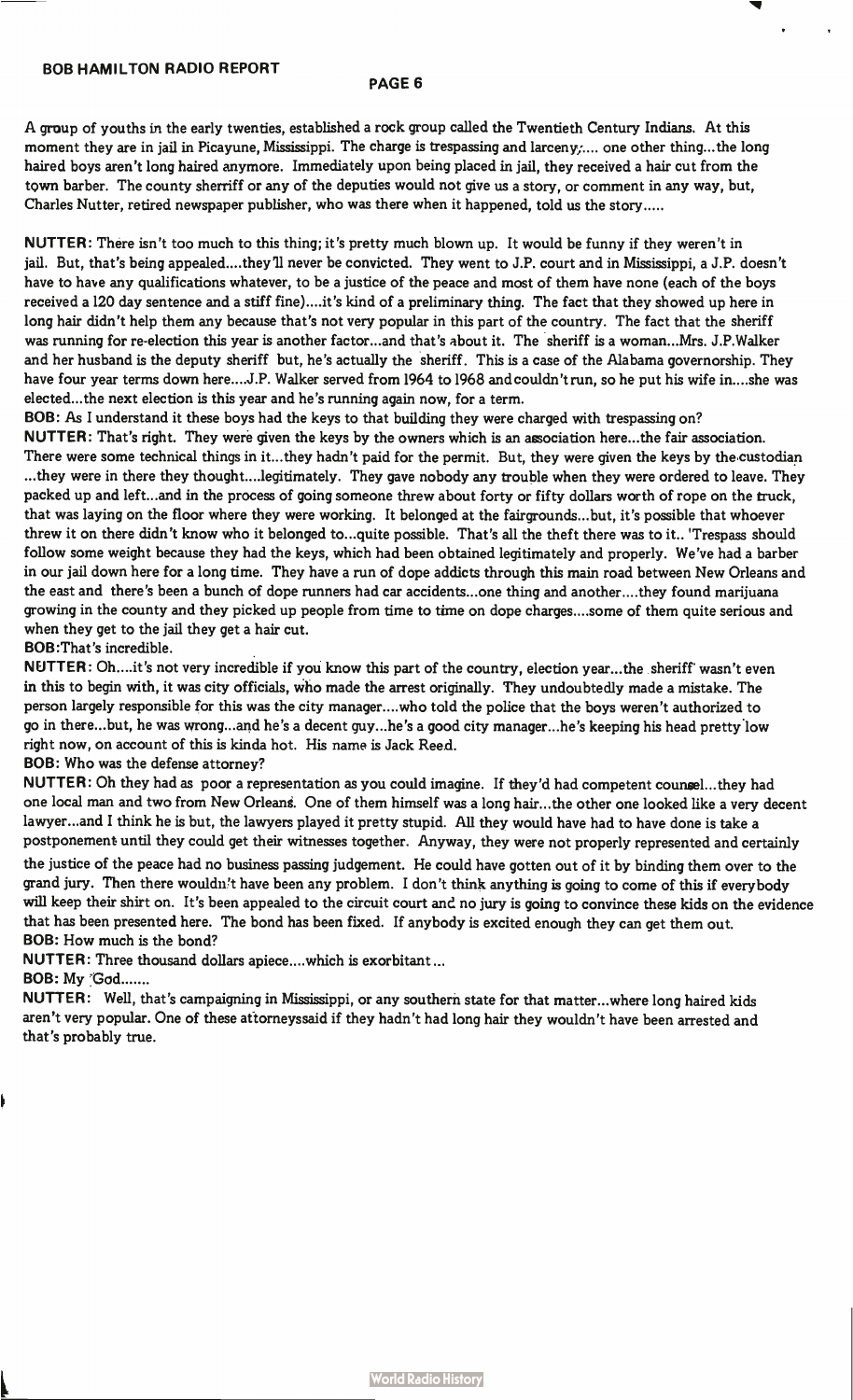A group of youths in the early twenties, established a rock group called the Twentieth Century Indians. At this moment they are in jail in Picayune, Mississippi. The charge is trespassing and larceny.... one other thing...the long haired boys aren't long haired anymore. Immediately upon being placed in jail, they received a hair cut from the town barber. The county sherriff or any of the deputies would not give us a story, or comment in any way, but, Charles Nutter, retired newspaper publisher, who was there when it happened, told us the story.....

**NUTTER:** There isn't too much to this thing; it's pretty much blown up. It would be funny if they weren't in jail. But, that's being appealed....they'll never be convicted. They went to J.P. court and in Mississippi, a J.P. doesn't have to have any qualifications whatever, to be a justice of the peace and most of them have none (each of the boys received a 120 day sentence and a stiff fine)....it's kind of a preliminary thing. The fact that they showed up here in long hair didn't help them any because that's not very popular in this part of the country. The fact that the sheriff was running for re-election this year is another factor...and that's about it. The sheriff is a woman...Mrs. J.P.Walker and her husband is the deputy sheriff but, he's actually the sheriff. This is a case of the Alabama governorship. They have four year terms down here....J.P. Walker served from 1964 to 1968 and couldn't run, so he put his wife in....she was elected...the next election is this year and he's running again now, for a term.

**BOB:** As I understand it these boys had the keys to that building they were charged with trespassing on?

**NUTTER:** That's right. They were given the keys by the owners which is an association here...the fair association. There were some technical things in it...they hadn't paid for the permit. But, they were given the keys by the custodian ...they were in there they thought....legitimately. They gave nobody any trouble when they were ordered to leave. They packed up and left...and in the process of going someone threw about forty or fifty dollars worth of rope on the truck, that was laying on the floor where they were working. It belonged at the fairgrounds...but, it's possible that whoever threw it on there didn't know who it belonged to...quite possible. That's all the theft there was to it.. 'Trespass should follow some weight because they had the keys, which had been obtained legitimately and properly. We've had a barber in our jail down here for a long time. They have a run of dope addicts through this main road between New Orleans and the east and there's been a bunch of dope runners had car accidents...one thing and another....they found marijuana growing in the county and they picked up people from time to time on dope charges....some of them quite serious and when they get to the jail they get a hair cut.

**BOB:** That's incredible.

**NUTTER:** Oh....it's not very incredible if you know this part of the country, election year...the sheriff wasn't even in this to begin with, it was city officials, who made the arrest originally. They undoubtedly made a mistake. The person largely responsible for this was the city manager....who told the police that the boys weren't authorized to go in there...but, he was wrong...and he's a decent guy...he's a good city manager...he's keeping his head pretty low right now, on account of this is kinda hot. His name is Jack Reed.

**BOB:** Who was the defense attorney?

**NUTTER:** Oh they had as poor a representation as you could imagine. If they'd had competent counsel...they had one local man and two from New Orleans. One of them himself was a long hair...the other one looked like a very decent lawyer...and I think he is but, the lawyers played it pretty stupid. All they would have had to have done is take a postponement until they could get their witnesses together. Anyway, they were not properly represented and certainly the justice of the peace had no business passing judgement. He could have gotten out of it by binding them over to the grand jury. Then there wouldn't have been any problem. I don't think anything is going to come of this if everybody will keep their shirt on. It's been appealed to the circuit court and no jury is going to convince these kids on the evidence that has been presented here. The bond has been fixed. If anybody is excited enough they can get them out.

**BOB:** How much is the bond?

**NUTTER:** Three thousand dollars apiece....which is exorbitant...

**BOB:** My God.......

**NUTTER:** Well, that's campaigning in Mississippi, or any southern state for that matter...where long haired kids aren't very popular. One of these attorneyssaid if they hadn't had long hair they wouldn't have been arrested and that's probably true.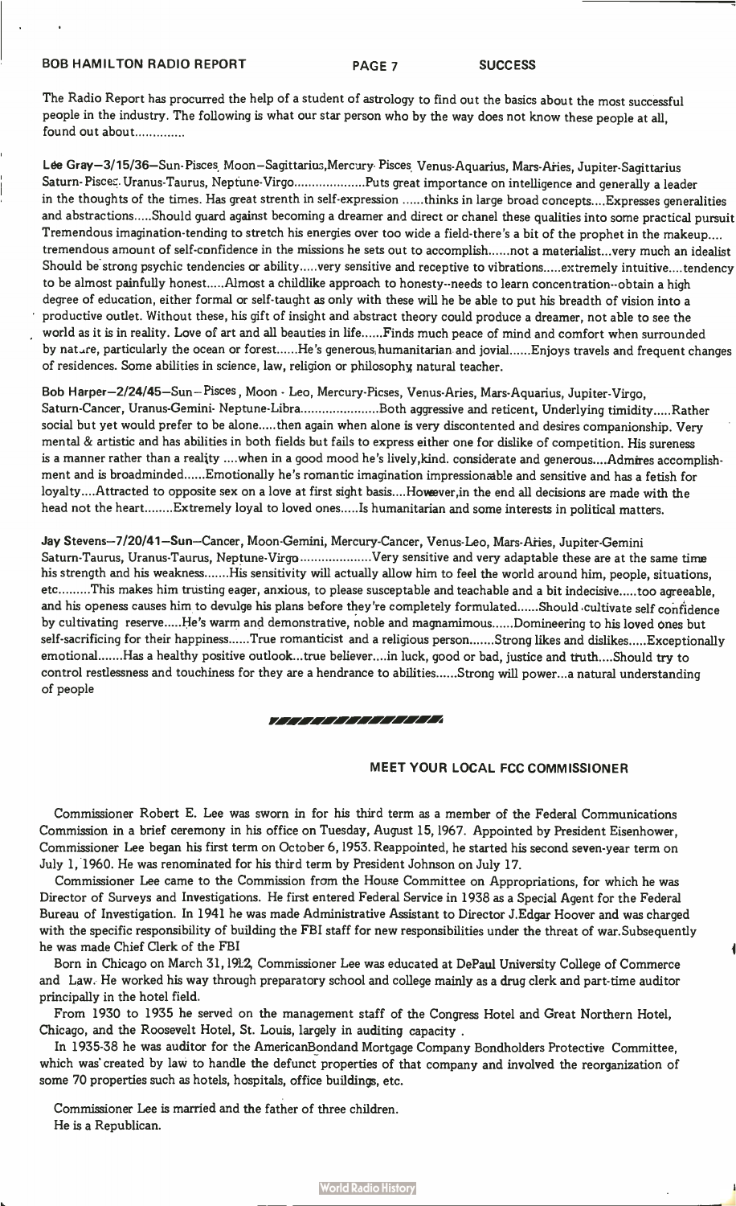The Radio Report has procured the help of a student of astrology to find out the basics about the most successful people in the industry. The following is what our star person who by the way does not know these people at all, found out about..............

**Lee Gray—3/15/36**—Sun-Pisces, Moon—Sagittarius, Mercury-Pisces, Venus-Aquarius, Mars-Aries, Jupiter-Sagittarius Saturn-Pisces, Uranus-Taurus, Neptune-Virgo....................Puts great importance on intelligence and generally a leader in the thoughts of the times. Has great strenth in self-expression ......thinks in large broad concepts....Expresses generalities and abstractions.....Should guard against becoming a dreamer and direct or chanel these qualities into some practical pursuit Tremendous imagination-tending to stretch his energies over too wide a field-there's a bit of the prophet in the makeup.... tremendous amount of self-confidence in the missions he sets out to accomplish......not a materialist...very much an idealist Should be strong psychic tendencies or ability.....very sensitive and receptive to vibrations.....extremely intuitive....tendency to be almost painfully honest.....Almost a childlike approach to honesty--needs to learn concentration--obtain a high degree of education, either formal or self-taught as only with these will he be able to put his breadth of vision into a productive outlet. Without these, his gift of insight and abstract theory could produce a dreamer, not able to see the world as it is in reality. Love of art and all beauties in life......Finds much peace of mind and comfort when surrounded by nature, particularly the ocean or forest......He's generous, humanitarian and jovial......Enjoys travels and frequent changes of residences. Some abilities in science, law, religion or philosophy, natural teacher.

**Bob Harper—2/24/45**—Sun—Pisces, Moon - Leo, Mercury-Picses, Venus-Aries, Mars-Aquarius, Jupiter-Virgo, Saturn-Cancer, Uranus-Gemini- Neptune-Libra......................Both aggressive and reticent, Underlying timidity.....Rather social but yet would prefer to be alone.....then again when alone is very discontented and desires companionship. Very mental & artistic and has abilities in both fields but fails to express either one for dislike of competition. His sureness is a manner rather than a reality ....when in a good mood he's lively,kind. considerate and generous....Admires accomplishment and is broadminded......Emotionally he's romantic imagination impressionable and sensitive and has a fetish for loyalty....Attracted to opposite sex on a love at first sight basis....However,in the end all decisions are made with the head not the heart........Extremely loyal to loved ones.....Is humanitarian and some interests in political matters.

**Jay Stevens—7/20/41**—Sun—Cancer, Moon-Gemini, Mercury-Cancer, Venus-Leo, Mars-Aries, Jupiter-Gemini Saturn-Taurus, Uranus-Taurus, Neptune-Virgo....................Very sensitive and very adaptable these are at the same time his strength and his weakness.......His sensitivity will actually allow him to feel the world around him, people, situations, etc.........This makes him trusting eager, anxious, to please susceptable and teachable and a bit indecisive.....too agreeable, and his openess causes him to devulge his plans before they're completely formulated......Should cultivate self confidence by cultivating reserve.....He's warm and demonstrative, noble and magnanimous......Domineering to his loved ones but self-sacrificing for their happiness......True romanticist and a religious person.......Strong likes and dislikes.....Exceptionally emotional.......Has a healthy positive outlook...true believer....in luck, good or bad, justice and truth....Should try to control restlessness and touchiness for they are a hendrance to abilities......Strong will power...a natural understanding of people

---

## MEET YOUR LOCAL FCC COMMISSIONER

Commissioner Robert E. Lee was sworn in for his third term as a member of the Federal Communications Commission in a brief ceremony in his office on Tuesday, August 15, 1967. Appointed by President Eisenhower, Commissioner Lee began his first term on October 6, 1953. Reappointed, he started his second seven-year term on July 1, 1960. He was renominated for his third term by President Johnson on July 17.

Commissioner Lee came to the Commission from the House Committee on Appropriations, for which he was Director of Surveys and Investigations. He first entered Federal Service in 1938 as a Special Agent for the Federal Bureau of Investigation. In 1941 he was made Administrative Assistant to Director J.Edgar Hoover and was charged with the specific responsibility of building the FBI staff for new responsibilities under the threat of war.Subsequently he was made Chief Clerk of the FBI

Born in Chicago on March 31, 1912, Commissioner Lee was educated at DePaul University College of Commerce and Law. He worked his way through preparatory school and college mainly as a drug clerk and part-time auditor principally in the hotel field.

From 1930 to 1935 he served on the management staff of the Congress Hotel and Great Northern Hotel, Chicago, and the Roosevelt Hotel, St. Louis, largely in auditing capacity .

In 1935-38 he was auditor for the AmericanBondand Mortgage Company Bondholders Protective Committee, which was created by law to handle the defunct properties of that company and involved the reorganization of some 70 properties such as hotels, hospitals, office buildings, etc.

Commissioner Lee is married and the father of three children.
He is a Republican.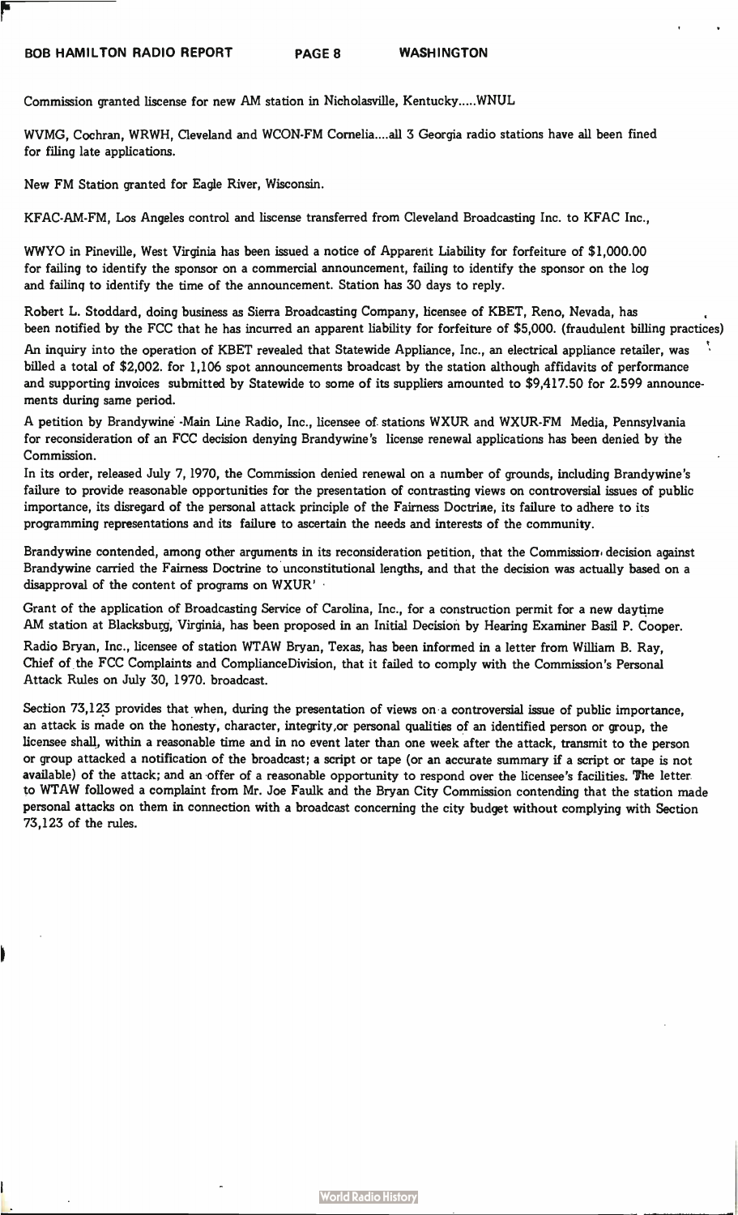Commission granted liscense for new AM station in Nicholasville, Kentucky.....WNUL

WVMG, Cochran, WRWH, Cleveland and WCON-FM Cornelia....all 3 Georgia radio stations have all been fined for filing late applications.

New FM Station granted for Eagle River, Wisconsin.

KFAC-AM-FM, Los Angeles control and liscense transferred from Cleveland Broadcasting Inc. to KFAC Inc.,

WWYO in Pineville, West Virginia has been issued a notice of Apparent Liability for forfeiture of $1,000.00 for failing to identify the sponsor on a commercial announcement, failing to identify the sponsor on the log and failing to identify the time of the announcement. Station has 30 days to reply.

Robert L. Stoddard, doing business as Sierra Broadcasting Company, licensee of KBET, Reno, Nevada, has been notified by the FCC that he has incurred an apparent liability for forfeiture of $5,000. (fraudulent billing practices)

An inquiry into the operation of KBET revealed that Statewide Appliance, Inc., an electrical appliance retailer, was billed a total of $2,002. for 1,106 spot announcements broadcast by the station although affidavits of performance and supporting invoices submitted by Statewide to some of its suppliers amounted to $9,417.50 for 2.599 announcements during same period.

A petition by Brandywine -Main Line Radio, Inc., licensee of stations WXUR and WXUR-FM Media, Pennsylvania for reconsideration of an FCC decision denying Brandywine's license renewal applications has been denied by the Commission.

In its order, released July 7, 1970, the Commission denied renewal on a number of grounds, including Brandywine's failure to provide reasonable opportunities for the presentation of contrasting views on controversial issues of public importance, its disregard of the personal attack principle of the Fairness Doctrine, its failure to adhere to its programming representations and its failure to ascertain the needs and interests of the community.

Brandywine contended, among other arguments in its reconsideration petition, that the Commission decision against Brandywine carried the Fairness Doctrine to unconstitutional lengths, and that the decision was actually based on a disapproval of the content of programs on WXUR'

Grant of the application of Broadcasting Service of Carolina, Inc., for a construction permit for a new daytime AM station at Blacksburg, Virginia, has been proposed in an Initial Decision by Hearing Examiner Basil P. Cooper.

Radio Bryan, Inc., licensee of station WTAW Bryan, Texas, has been informed in a letter from William B. Ray, Chief of the FCC Complaints and ComplianceDivision, that it failed to comply with the Commission's Personal Attack Rules on July 30, 1970. broadcast.

Section 73,123 provides that when, during the presentation of views on a controversial issue of public importance, an attack is made on the honesty, character, integrity,or personal qualities of an identified person or group, the licensee shall, within a reasonable time and in no event later than one week after the attack, transmit to the person or group attacked a notification of the broadcast; a script or tape (or an accurate summary if a script or tape is not available) of the attack; and an offer of a reasonable opportunity to respond over the licensee's facilities. The letter to WTAW followed a complaint from Mr. Joe Faulk and the Bryan City Commission contending that the station made personal attacks on them in connection with a broadcast concerning the city budget without complying with Section 73,123 of the rules.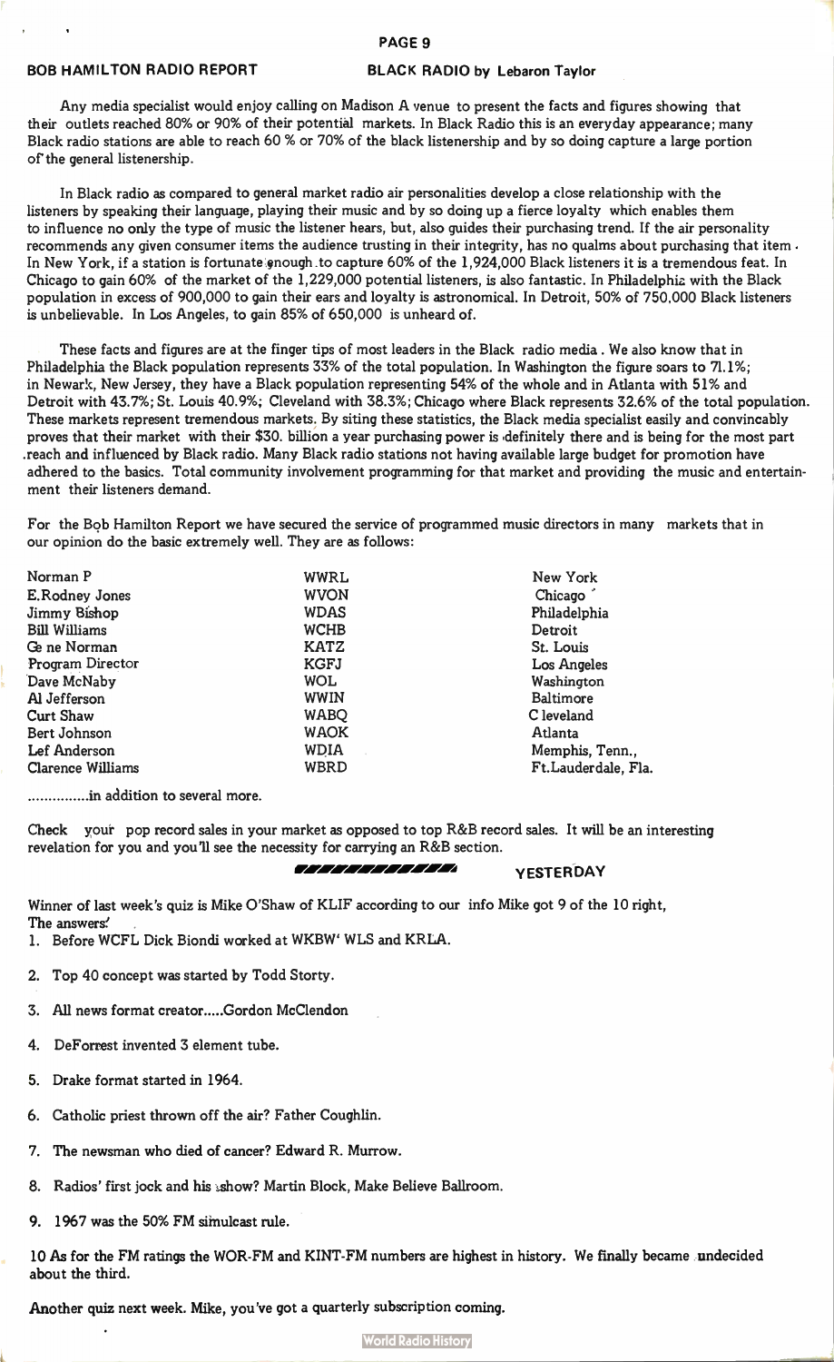BOB HAMILTON RADIO REPORT

## BLACK RADIO by Lebaron Taylor

Any media specialist would enjoy calling on Madison A venue to present the facts and figures showing that their outlets reached 80% or 90% of their potential markets. In Black Radio this is an everyday appearance; many Black radio stations are able to reach 60 % or 70% of the black listenership and by so doing capture a large portion of the general listenership.

In Black radio as compared to general market radio air personalities develop a close relationship with the listeners by speaking their language, playing their music and by so doing up a fierce loyalty which enables them to influence no only the type of music the listener hears, but, also guides their purchasing trend. If the air personality recommends any given consumer items the audience trusting in their integrity, has no qualms about purchasing that item. In New York, if a station is fortunate enough to capture 60% of the 1,924,000 Black listeners it is a tremendous feat. In Chicago to gain 60% of the market of the 1,229,000 potential listeners, is also fantastic. In Philadelphia with the Black population in excess of 900,000 to gain their ears and loyalty is astronomical. In Detroit, 50% of 750,000 Black listeners is unbelievable. In Los Angeles, to gain 85% of 650,000 is unheard of.

These facts and figures are at the finger tips of most leaders in the Black radio media. We also know that in Philadelphia the Black population represents 33% of the total population. In Washington the figure soars to 71.1%; in Newark, New Jersey, they have a Black population representing 54% of the whole and in Atlanta with 51% and Detroit with 43.7%; St. Louis 40.9%; Cleveland with 38.3%; Chicago where Black represents 32.6% of the total population. These markets represent tremendous markets. By siting these statistics, the Black media specialist easily and convincably proves that their market with their $30. billion a year purchasing power is definitely there and is being for the most part reach and influenced by Black radio. Many Black radio stations not having available large budget for promotion have adhered to the basics. Total community involvement programming for that market and providing the music and entertainment their listeners demand.

For the Bob Hamilton Report we have secured the service of programmed music directors in many markets that in our opinion do the basic extremely well. They are as follows:

| | | |
|---|---|---|
| Norman P | WWRL | New York |
| E.Rodney Jones | WVON | Chicago |
| Jimmy Bishop | WDAS | Philadelphia |
| Bill Williams | WCHB | Detroit |
| Gene Norman | KATZ | St. Louis |
| Program Director | KGFJ | Los Angeles |
| Dave McNaby | WOL | Washington |
| Al Jefferson | WWIN | Baltimore |
| Curt Shaw | WABQ | Cleveland |
| Bert Johnson | WAOK | Atlanta |
| Lef Anderson | WDIA | Memphis, Tenn., |
| Clarence Williams | WBRD | Ft.Lauderdale, Fla. |

...............in addition to several more.

Check your pop record sales in your market as opposed to top R&B record sales. It will be an interesting revelation for you and you'll see the necessity for carrying an R&B section.

## YESTERDAY

Winner of last week's quiz is Mike O'Shaw of KLIF according to our info Mike got 9 of the 10 right,
The answers:

1. Before WCFL Dick Biondi worked at WKBW' WLS and KRLA.
2. Top 40 concept was started by Todd Storty.
3. All news format creator.....Gordon McClendon
4. DeForrest invented 3 element tube.
5. Drake format started in 1964.
6. Catholic priest thrown off the air? Father Coughlin.
7. The newsman who died of cancer? Edward R. Murrow.
8. Radios' first jock and his show? Martin Block, Make Believe Ballroom.
9. 1967 was the 50% FM simulcast rule.
10. As for the FM ratings the WOR-FM and KINT-FM numbers are highest in history. We finally became undecided about the third.

Another quiz next week. Mike, you've got a quarterly subscription coming.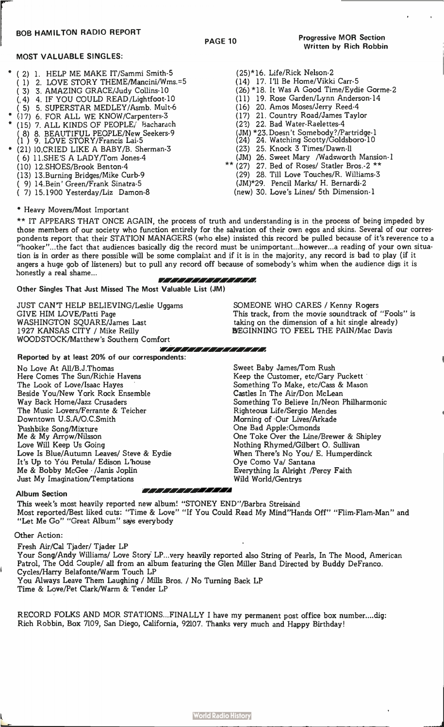BOB HAMILTON RADIO REPORT

Progressive MOR Section
Written by Rich Robbin

## MOST VALUABLE SINGLES:

* ( 2) 1. HELP ME MAKE IT/Sammi Smith-5
( 1) 2. LOVE STORY THEME/Mancini/Wms.=5
( 3) 3. AMAZING GRACE/Judy Collins-10
( 4) 4. IF YOU COULD READ/Lightfoot-10
( 5) 5. SUPERSTAR MEDLEY/Asmb. Mult-6
* (17) 6. FOR ALL WE KNOW/Carpenters-3
* (15) 7. ALL KINDS OF PEOPLE/ Bacharach
( 8) 8. BEAUTIFUL PEOPLE/New Seekers-9
( 1 ) 9. LOVE STORY/Francis Lai-5
* (21) 10.CRIED LIKE A BABY/B. Sherman-3
( 6) 11.SHE'S A LADY/Tom Jones-4
(10) 12.SHOES/Brook Benton-4
(13) 13.Burning Bridges/Mike Curb-9
( 9) 14.Bein' Green/Frank Sinatra-5
( 7) 15.1900 Yesterday/Liz Damon-8
(25)*16. Life/Rick Nelson-2
(14) 17. I'll Be Home/Vikki Carr-5
(26) *18. It Was A Good Time/Eydie Gorme-2
(11) 19. Rose Garden/Lynn Anderson-14
(16) 20. Amos Moses/Jerry Reed-4
(17) 21. Country Road/James Taylor
(22) 22. Bad Water-Raelettes-4
(JM) *23. Doesn't Somebody?/Partridge-1
(24) 24. Watching Scotty/Goldsboro-10
(23) 25. Knock 3 Times/Dawn-11
(JM) 26. Sweet Mary /Wadsworth Mansion-1
** (27) 27. Bed of Roses/ Statler Bros.-2 **
(29) 28. Till Love Touches/R. Williams-3
(JM)*29. Pencil Marks/ H. Bernardi-2
(new) 30. Love's Lines/ 5th Dimension-1

* Heavy Movers/Most Important

** IT APPEARS THAT ONCE AGAIN, the process of truth and understanding is in the process of being impeded by those members of our society who function entirely for the salvation of their own egos and skins. Several of our correspondents report that their STATION MANAGERS (who else) insisted this record be pulled because of it's reverence to a "hooker"...the fact that audiences basically dig the record must be unimportant...however...a reading of your own situation is in order as there possible will be some complaint and if it is in the majority, any record is bad to play (if it angers a huge gob of listeners) but to pull any record off because of somebody's whim when the audience digs it is honestly a real shame...

**Other Singles That Just Missed The Most Valuable List (JM)**

JUST CAN'T HELP BELIEVING/Leslie Uggams
GIVE HIM LOVE/Patti Page
WASHINGTON SQUARE/James Last
1927 KANSAS CITY / Mike Reilly
WOODSTOCK/Matthew's Southern Comfort
SOMEONE WHO CARES / Kenny Rogers
This track, from the movie soundtrack of "Fools" is taking on the dimension of a hit single already)
BEGINNING TO FEEL THE PAIN/Mac Davis

**Reported by at least 20% of our correspondents:**

No Love At All/B.J.Thomas
Here Comes The Sun/Richie Havens
The Look of Love/Isaac Hayes
Beside You/New York Rock Ensemble
Way Back Home/Jazz Crusaders
The Music Lovers/Ferrante & Teicher
Downtown U.S.A/O.C.Smith
Pushbike Song/Mixture
Me & My Arrow/Nilsson
Love Will Keep Us Going
Love Is Blue/Autumn Leaves/ Steve & Eydie
It's Up to You Petula/ Edison L'house
Me & Bobby McGee /Janis Joplin
Just My Imagination/Temptations
Sweet Baby James/Tom Rush
Keep the Customer, etc/Gary Puckett
Something To Make, etc/Cass & Mason
Castles In The Air/Don McLean
Something To Believe In/Neon Philharmonic
Righteous Life/Sergio Mendes
Morning of Our Lives/Arkade
One Bad Apple:Osmonds
One Toke Over the Line/Brewer & Shipley
Nothing Rhymed/Gilbert O. Sullivan
When There's No You/ E. Humperdinck
Oye Como Va/ Santana
Everything Is Alright /Percy Faith
Wild World/Gentrys

**Album Section**

This week's most heavily reported new album! "STONEY END"/Barbra Streisand
Most reported/Best liked cuts: "Time & Love" "If You Could Read My Mind"Hands Off" "Flim-Flam-Man" and "Let Me Go" "Great Album" says everybody

Other Action:

Fresh Air/Cal Tjader/ Tjader LP
Your Song/Andy Williams/ Love Story LP...very heavily reported also String of Pearls, In The Mood, American Patrol, The Odd Couple/ all from an album featuring the Glen Miller Band Directed by Buddy DeFranco.
Cycles/Harry Belafonte/Warm Touch LP
You Always Leave Them Laughing / Mills Bros. / No Turning Back LP
Time & Love/Pet Clark/Warm & Tender LP

RECORD FOLKS AND MOR STATIONS...FINALLY I have my permanent post office box number....dig: Rich Robbin, Box 7109, San Diego, California, 92107. Thanks very much and Happy Birthday!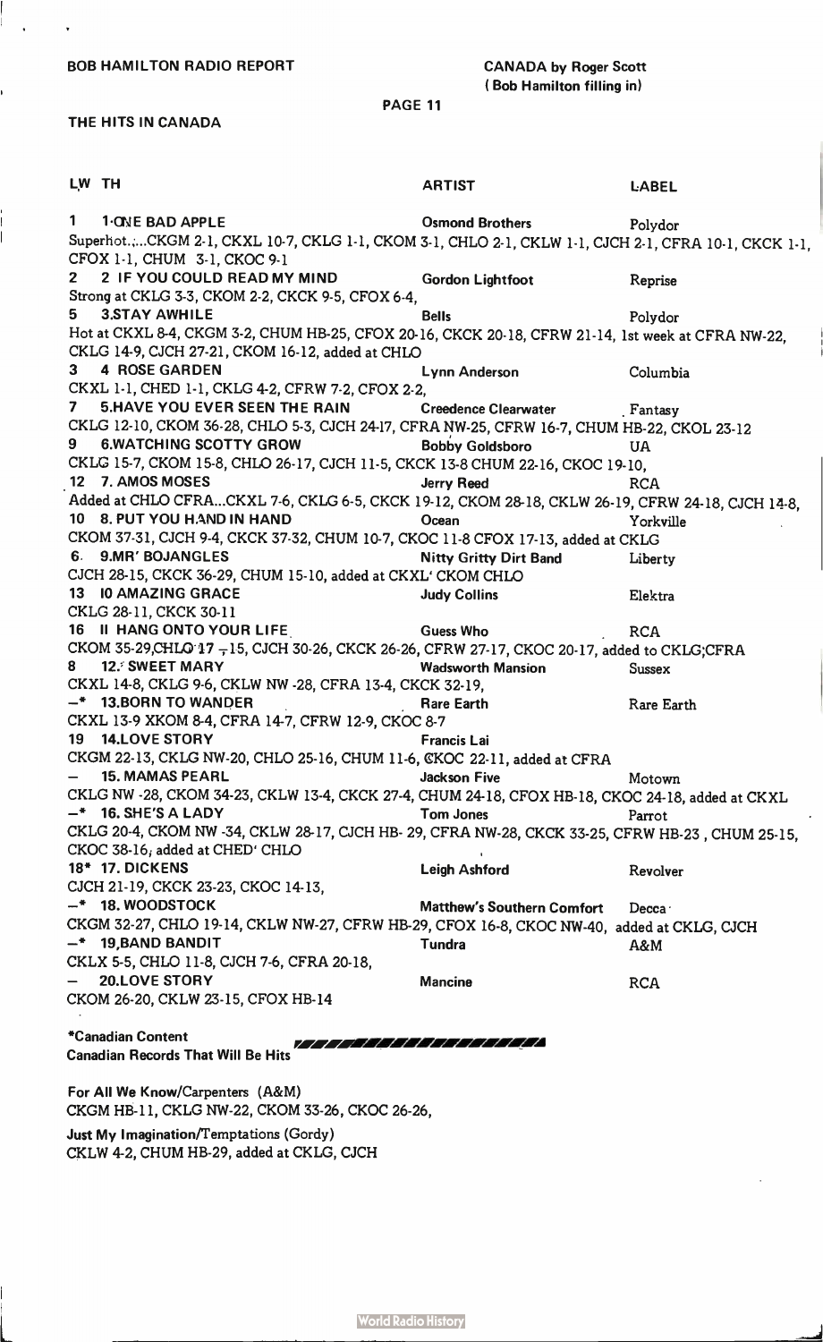BOB HAMILTON RADIO REPORT

CANADA by Roger Scott
(Bob Hamilton filling in)

## THE HITS IN CANADA

| LW | TH | | ARTIST | LABEL |
|---|---|---|---|---|
| 1 | 1 | ONE BAD APPLE | Osmond Brothers | Polydor |

Superhot.....CKGM 2-1, CKXL 10-7, CKLG 1-1, CKOM 3-1, CHLO 2-1, CKLW 1-1, CJCH 2-1, CFRA 10-1, CKCK 1-1, CFOX 1-1, CHUM 3-1, CKOC 9-1

| LW | TH | | ARTIST | LABEL |
|---|---|---|---|---|
| 2 | 2 | IF YOU COULD READ MY MIND | Gordon Lightfoot | Reprise |

Strong at CKLG 3-3, CKOM 2-2, CKCK 9-5, CFOX 6-4,

| LW | TH | | ARTIST | LABEL |
|---|---|---|---|---|
| 5 | 3 | STAY AWHILE | Bells | Polydor |

Hot at CKXL 8-4, CKGM 3-2, CHUM HB-25, CFOX 20-16, CKCK 20-18, CFRW 21-14, 1st week at CFRA NW-22, CKLG 14-9, CJCH 27-21, CKOM 16-12, added at CHLO

| LW | TH | | ARTIST | LABEL |
|---|---|---|---|---|
| 3 | 4 | ROSE GARDEN | Lynn Anderson | Columbia |

CKXL 1-1, CHED 1-1, CKLG 4-2, CFRW 7-2, CFOX 2-2,

| LW | TH | | ARTIST | LABEL |
|---|---|---|---|---|
| 7 | 5 | HAVE YOU EVER SEEN THE RAIN | Creedence Clearwater | Fantasy |

CKLG 12-10, CKOM 36-28, CHLO 5-3, CJCH 24-17, CFRA NW-25, CFRW 16-7, CHUM HB-22, CKOL 23-12

| LW | TH | | ARTIST | LABEL |
|---|---|---|---|---|
| 9 | 6 | WATCHING SCOTTY GROW | Bobby Goldsboro | UA |

CKLG 15-7, CKOM 15-8, CHLO 26-17, CJCH 11-5, CKCK 13-8 CHUM 22-16, CKOC 19-10,

| LW | TH | | ARTIST | LABEL |
|---|---|---|---|---|
| 12 | 7 | AMOS MOSES | Jerry Reed | RCA |

Added at CHLO CFRA...CKXL 7-6, CKLG 6-5, CKCK 19-12, CKOM 28-18, CKLW 26-19, CFRW 24-18, CJCH 14-8,

| LW | TH | | ARTIST | LABEL |
|---|---|---|---|---|
| 10 | 8 | PUT YOU HAND IN HAND | Ocean | Yorkville |

CKOM 37-31, CJCH 9-4, CKCK 37-32, CHUM 10-7, CKOC 11-8 CFOX 17-13, added at CKLG

| LW | TH | | ARTIST | LABEL |
|---|---|---|---|---|
| 6 | 9 | MR' BOJANGLES | Nitty Gritty Dirt Band | Liberty |

CJCH 28-15, CKCK 36-29, CHUM 15-10, added at CKXL' CKOM CHLO

| LW | TH | | ARTIST | LABEL |
|---|---|---|---|---|
| 13 | 10 | AMAZING GRACE | Judy Collins | Elektra |

CKLG 28-11, CKCK 30-11

| LW | TH | | ARTIST | LABEL |
|---|---|---|---|---|
| 16 | 11 | HANG ONTO YOUR LIFE | Guess Who | RCA |

CKOM 35-29, CHLO 17-15, CJCH 30-26, CKCK 26-26, CFRW 27-17, CKOC 20-17, added to CKLG;CFRA

| LW | TH | | ARTIST | LABEL |
|---|---|---|---|---|
| 8 | 12 | SWEET MARY | Wadsworth Mansion | Sussex |

CKXL 14-8, CKLG 9-6, CKLW NW -28, CFRA 13-4, CKCK 32-19,

| LW | TH | | ARTIST | LABEL |
|---|---|---|---|---|
| -* | 13 | BORN TO WANDER | Rare Earth | Rare Earth |

CKXL 13-9 XKOM 8-4, CFRA 14-7, CFRW 12-9, CKOC 8-7

| LW | TH | | ARTIST | LABEL |
|---|---|---|---|---|
| 19 | 14 | LOVE STORY | Francis Lai | |

CKGM 22-13, CKLG NW-20, CHLO 25-16, CHUM 11-6, CKOC 22-11, added at CFRA

| LW | TH | | ARTIST | LABEL |
|---|---|---|---|---|
| - | 15 | MAMAS PEARL | Jackson Five | Motown |

CKLG NW -28, CKOM 34-23, CKLW 13-4, CKCK 27-4, CHUM 24-18, CFOX HB-18, CKOC 24-18, added at CKXL

| LW | TH | | ARTIST | LABEL |
|---|---|---|---|---|
| -* | 16 | SHE'S A LADY | Tom Jones | Parrot |

CKLG 20-4, CKOM NW -34, CKLW 28-17, CJCH HB- 29, CFRA NW-28, CKCK 33-25, CFRW HB-23, CHUM 25-15, CKOC 38-16, added at CHED' CHLO

| LW | TH | | ARTIST | LABEL |
|---|---|---|---|---|
| 18* | 17 | DICKENS | Leigh Ashford | Revolver |

CJCH 21-19, CKCK 23-23, CKOC 14-13,

| LW | TH | | ARTIST | LABEL |
|---|---|---|---|---|
| -* | 18 | WOODSTOCK | Matthew's Southern Comfort | Decca |

CKGM 32-27, CHLO 19-14, CKLW NW-27, CFRW HB-29, CFOX 16-8, CKOC NW-40, added at CKLG, CJCH

| LW | TH | | ARTIST | LABEL |
|---|---|---|---|---|
| -* | 19 | BAND BANDIT | Tundra | A&M |

CKLX 5-5, CHLO 11-8, CJCH 7-6, CFRA 20-18,

| LW | TH | | ARTIST | LABEL |
|---|---|---|---|---|
| - | 20 | LOVE STORY | Mancine | RCA |

CKOM 26-20, CKLW 23-15, CFOX HB-14

*Canadian Content

## Canadian Records That Will Be Hits

**For All We Know/Carpenters (A&M)**
CKGM HB-11, CKLG NW-22, CKOM 33-26, CKOC 26-26,

**Just My Imagination/Temptations (Gordy)**
CKLW 4-2, CHUM HB-29, added at CKLG, CJCH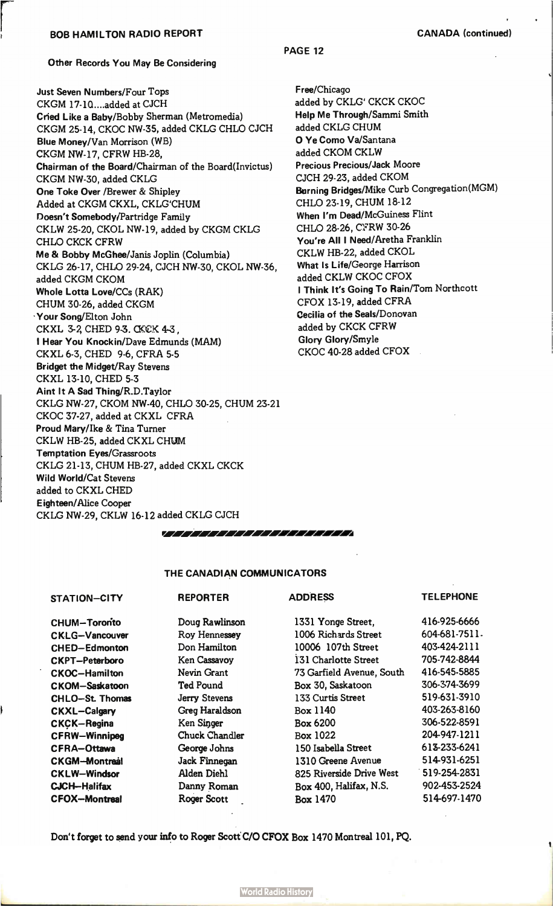Other Records You May Be Considering

**Just Seven Numbers/Four Tops**
CKGM 17-10....added at CJCH
**Cried Like a Baby/Bobby Sherman (Metromedia)**
CKGM 25-14, CKOC NW-35, added CKLG CHLO CJCH
**Blue Money/Van Morrison (WB)**
CKGM NW-17, CFRW HB-28,
**Chairman of the Board/Chairman of the Board(Invictus)**
CKGM NW-30, added CKLG
**One Toke Over /Brewer & Shipley**
Added at CKGM CKXL, CKLG'CHUM
**Doesn't Somebody/Partridge Family**
CKLW 25-20, CKOL NW-19, added by CKGM CKLG CHLO CKCK CFRW
**Me & Bobby McGhee/Janis Joplin (Columbia)**
CKLG 26-17, CHLO 29-24, CJCH NW-30, CKOL NW-36, added CKGM CKOM
**Whole Lotta Love/CCs (RAK)**
CHUM 30-26, added CKGM
**Your Song/Elton John**
CKXL 3-2, CHED 9-3. CKCK 4-3,
**I Hear You Knockin/Dave Edmunds (MAM)**
CKXL 6-3, CHED 9-6, CFRA 5-5
**Bridget the Midget/Ray Stevens**
CKXL 13-10, CHED 5-3
**Aint It A Sad Thing/R.D.Taylor**
CKLG NW-27, CKOM NW-40, CHLO 30-25, CHUM 23-21
CKOC 37-27, added at CKXL CFRA
**Proud Mary/Ike & Tina Turner**
CKLW HB-25, added CKXL CHUM
**Temptation Eyes/Grassroots**
CKLG 21-13, CHUM HB-27, added CKXL CKCK
**Wild World/Cat Stevens**
added to CKXL CHED
**Eighteen/Alice Cooper**
CKLG NW-29, CKLW 16-12 added CKLG CJCH

**Free/Chicago**
added by CKLG' CKCK CKOC
**Help Me Through/Sammi Smith**
added CKLG CHUM
**O Ye Como Va/Santana**
added CKOM CKLW
**Precious Precious/Jack Moore**
CJCH 29-23, added CKOM
**Burning Bridges/Mike Curb Congregation(MGM)**
CHLO 23-19, CHUM 18-12
**When I'm Dead/McGuiness Flint**
CHLO 28-26, CFRW 30-26
**You're All I Need/Aretha Franklin**
CKLW HB-22, added CKOL
**What Is Life/George Harrison**
added CKLW CKOC CFOX
**I Think It's Going To Rain/Tom Northcott**
CFOX 13-19, added CFRA
**Cecilia of the Seals/Donovan**
added by CKCK CFRW
**Glory Glory/Smyle**
CKOC 40-28 added CFOX

## THE CANADIAN COMMUNICATORS

| STATION—CITY | REPORTER | ADDRESS | TELEPHONE |
|---|---|---|---|
| CHUM—Toronto | Doug Rawlinson | 1331 Yonge Street, | 416-925-6666 |
| CKLG—Vancouver | Roy Hennessey | 1006 Richards Street | 604-681-7511. |
| CHED—Edmonton | Don Hamilton | 10006 107th Street | 403-424-2111 |
| CKPT—Peterboro | Ken Cassavoy | 131 Charlotte Street | 705-742-8844 |
| CKOC—Hamilton | Nevin Grant | 73 Garfield Avenue, South | 416-545-5885 |
| CKOM—Saskatoon | Ted Pound | Box 30, Saskatoon | 306-374-3699 |
| CHLO—St. Thomas | Jerry Stevens | 133 Curtis Street | 519-631-3910 |
| CKXL—Calgary | Greg Haraldson | Box 1140 | 403-263-8160 |
| CKCK—Regina | Ken Singer | Box 6200 | 306-522-8591 |
| CFRW—Winnipeg | Chuck Chandler | Box 1022 | 204-947-1211 |
| CFRA—Ottawa | George Johns | 150 Isabella Street | 613-233-6241 |
| CKGM—Montreal | Jack Finnegan | 1310 Greene Avenue | 514-931-6251 |
| CKLW—Windsor | Alden Diehl | 825 Riverside Drive West | 519-254-2831 |
| CJCH—Halifax | Danny Roman | Box 400, Halifax, N.S. | 902-453-2524 |
| CFOX—Montreal | Roger Scott | Box 1470 | 514-697-1470 |

Don't forget to send your info to Roger Scott C/O CFOX Box 1470 Montreal 101, PQ.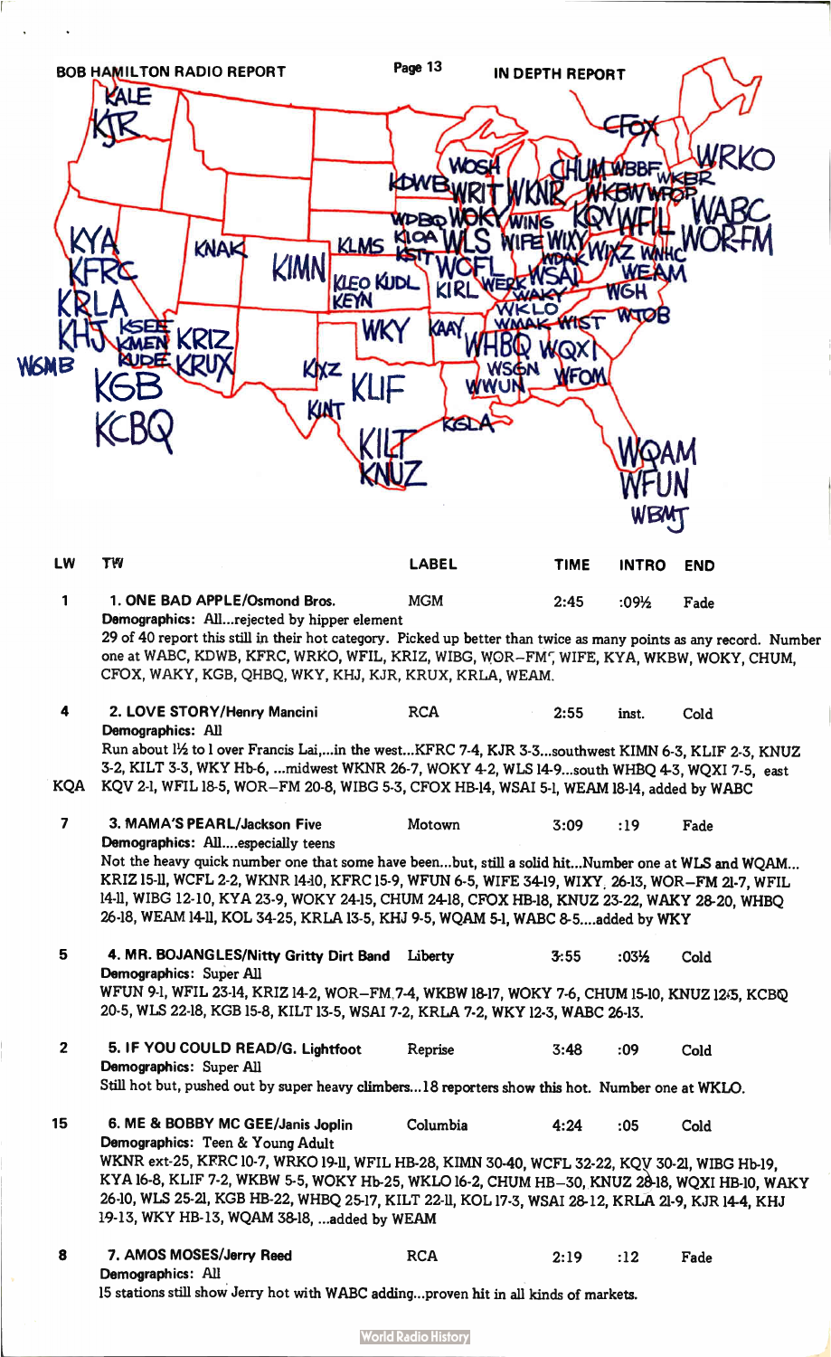BOB HAMILTON RADIO REPORT — IN DEPTH REPORT

KALE KJR KYA KFRC KRLA KHJ WSMB KGB KCBQ KNAK KSEE KMEN KRIZ KUDE KRUX KIMN KLMS KLEO KUDL KEYN WKY KXZ KLIF KINT KILT KNUZ KDWB WOSH WRIT WKNR WDBQ WOKY KIOA KSTT WLS WCFL KIRL WINS WIFE WIXY WERK WSAI WAKY WKLO WMAK WHBQ WSGN WWUN KGLA WIST WQXI WFOM CHUM CFOX WBBF WKBW WKBR WFOP KQV WFIL WIXZ WAHC WABC WOR-FM WEAM WGH WTOB WRKO WQAM WFUN WBMJ

| LW | TW | LABEL | TIME | INTRO | END |
|---|---|---|---|---|---|
| 1 | 1. ONE BAD APPLE/Osmond Bros. | MGM | 2:45 | :09½ | Fade |

**Demographics:** All...rejected by hipper element

29 of 40 report this still in their hot category. Picked up better than twice as many points as any record. Number one at WABC, KDWB, KFRC, WRKO, WFIL, KRIZ, WIBG, WOR-FM, WIFE, KYA, WKBW, WOKY, CHUM, CFOX, WAKY, KGB, QHBQ, WKY, KHJ, KJR, KRUX, KRLA, WEAM.

| LW | TW | LABEL | TIME | INTRO | END |
|---|---|---|---|---|---|
| 4 | 2. LOVE STORY/Henry Mancini | RCA | 2:55 | inst. | Cold |

**Demographics:** All

Run about 1½ to 1 over Francis Lai,...in the west...KFRC 7-4, KJR 3-3...southwest KIMN 6-3, KLIF 2-3, KNUZ 3-2, KILT 3-3, WKY Hb-6, ...midwest WKNR 26-7, WOKY 4-2, WLS 14-9...south WHBQ 4-3, WQXI 7-5, east KQA KQV 2-1, WFIL 18-5, WOR-FM 20-8, WIBG 5-3, CFOX HB-14, WSAI 5-1, WEAM 18-14, added by WABC

| LW | TW | LABEL | TIME | INTRO | END |
|---|---|---|---|---|---|
| 7 | 3. MAMA'S PEARL/Jackson Five | Motown | 3:09 | :19 | Fade |

**Demographics:** All....especially teens

Not the heavy quick number one that some have been...but, still a solid hit...Number one at WLS and WQAM... KRIZ 15-11, WCFL 2-2, WKNR 14-10, KFRC 15-9, WFUN 6-5, WIFE 34-19, WIXY 26-13, WOR-FM 21-7, WFIL 14-11, WIBG 12-10, KYA 23-9, WOKY 24-15, CHUM 24-18, CFOX HB-18, KNUZ 23-22, WAKY 28-20, WHBQ 26-18, WEAM 14-11, KOL 34-25, KRLA 13-5, KHJ 9-5, WQAM 5-1, WABC 8-5....added by WKY

| LW | TW | LABEL | TIME | INTRO | END |
|---|---|---|---|---|---|
| 5 | 4. MR. BOJANGLES/Nitty Gritty Dirt Band | Liberty | 3:55 | :03½ | Cold |

**Demographics:** Super All

WFUN 9-1, WFIL 23-14, KRIZ 14-2, WOR-FM 7-4, WKBW 18-17, WOKY 7-6, CHUM 15-10, KNUZ 12-5, KCBQ 20-5, WLS 22-18, KGB 15-8, KILT 13-5, WSAI 7-2, KRLA 7-2, WKY 12-3, WABC 26-13.

| LW | TW | LABEL | TIME | INTRO | END |
|---|---|---|---|---|---|
| 2 | 5. IF YOU COULD READ/G. Lightfoot | Reprise | 3:48 | :09 | Cold |

**Demographics:** Super All

Still hot but, pushed out by super heavy climbers...18 reporters show this hot. Number one at WKLO.

| LW | TW | LABEL | TIME | INTRO | END |
|---|---|---|---|---|---|
| 15 | 6. ME & BOBBY MC GEE/Janis Joplin | Columbia | 4:24 | :05 | Cold |

**Demographics:** Teen & Young Adult

WKNR ext-25, KFRC 10-7, WRKO 19-11, WFIL HB-28, KIMN 30-40, WCFL 32-22, KQV 30-21, WIBG Hb-19, KYA 16-8, KLIF 7-2, WKBW 5-5, WOKY Hb-25, WKLO 16-2, CHUM HB-30, KNUZ 28-18, WQXI HB-10, WAKY 26-10, WLS 25-21, KGB HB-22, WHBQ 25-17, KILT 22-11, KOL 17-3, WSAI 28-12, KRLA 21-9, KJR 14-4, KHJ 19-13, WKY HB-13, WQAM 38-18, ...added by WEAM

| LW | TW | LABEL | TIME | INTRO | END |
|---|---|---|---|---|---|
| 8 | 7. AMOS MOSES/Jerry Reed | RCA | 2:19 | :12 | Fade |

**Demographics:** All

15 stations still show Jerry hot with WABC adding...proven hit in all kinds of markets.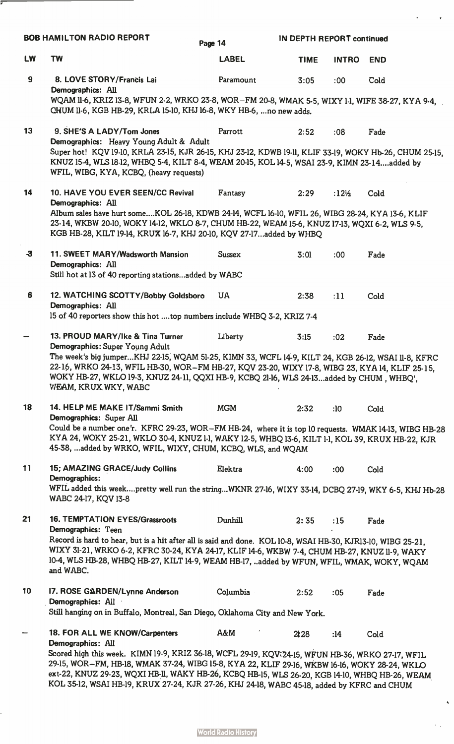**IN DEPTH REPORT continued**

| LW | TW | LABEL | TIME | INTRO | END |
|---|---|---|---|---|---|
| 9 | 8. LOVE STORY/Francis Lai | Paramount | 3:05 | :00 | Cold |

Demographics: All

WQAM 11-6, KRIZ 13-8, WFUN 2-2, WRKO 23-8, WOR–FM 20-8, WMAK 5-5, WIXY 1-1, WIFE 38-27, KYA 9-4, CHUM 11-6, KGB HB-29, KRLA 15-10, KHJ 16-8, WKY HB-6, ...no new adds.

| LW | TW | LABEL | TIME | INTRO | END |
|---|---|---|---|---|---|
| 13 | 9. SHE'S A LADY/Tom Jones | Parrott | 2:52 | :08 | Fade |

Demographics: Heavy Young Adult & Adult

Super hot! KQV 19-10, KRLA 23-15, KJR 26-15, KHJ 23-12, KDWB 19-11, KLIF 33-19, WOKY Hb-26, CHUM 25-15, KNUZ 15-4, WLS 18-12, WHBQ 5-4, KILT 8-4, WEAM 20-15, KOL 14-5, WSAI 23-9, KIMN 23-14....added by WFIL, WIBG, KYA, KCBQ, (heavy requests)

| LW | TW | LABEL | TIME | INTRO | END |
|---|---|---|---|---|---|
| 14 | 10. HAVE YOU EVER SEEN/CC Revival | Fantasy | 2:29 | :12½ | Cold |

Demographics: All

Album sales have hurt some....KOL 26-18, KDWB 24-14, WCFL 16-10, WFIL 26, WIBG 28-24, KYA 13-6, KLIF 23-14, WKBW 20-10, WOKY 14-12, WKLO 8-7, CHUM HB-22, WEAM 15-6, KNUZ 17-13, WQXI 6-2, WLS 9-5, KGB HB-28, KILT 19-14, KRUX 16-7, KHJ 20-10, KQV 27-17...added by WHBQ

| LW | TW | LABEL | TIME | INTRO | END |
|---|---|---|---|---|---|
| 3 | 11. SWEET MARY/Wadsworth Mansion | Sussex | 3:01 | :00 | Fade |

Demographics: All

Still hot at 13 of 40 reporting stations...added by WABC

| LW | TW | LABEL | TIME | INTRO | END |
|---|---|---|---|---|---|
| 6 | 12. WATCHING SCOTTY/Bobby Goldsboro | UA | 2:38 | :11 | Cold |

Demographics: All

15 of 40 reporters show this hot ....top numbers include WHBQ 3-2, KRIZ 7-4

| LW | TW | LABEL | TIME | INTRO | END |
|---|---|---|---|---|---|
| – | 13. PROUD MARY/Ike & Tina Turner | Liberty | 3:15 | :02 | Fade |

Demographics: Super Young Adult

The week's big jumper...KHJ 22-15, WQAM 51-25, KIMN 33, WCFL 14-9, KILT 24, KGB 26-12, WSAI 11-8, KFRC 22-16, WRKO 24-13, WFIL HB-30, WOR–FM HB-27, KQV 23-20, WIXY 17-8, WIBG 23, KYA 14, KLIF 25-15, WOKY HB-27, WKLO 19-3, KNUZ 24-11, QQXI HB-9, KCBQ 21-16, WLS 24-13...added by CHUM , WHBQ, WEAM, KRUX,WKY, WABC

| LW | TW | LABEL | TIME | INTRO | END |
|---|---|---|---|---|---|
| 18 | 14. HELP ME MAKE IT/Sammi Smith | MGM | 2:32 | :10 | Cold |

Demographics: Super All

Could be a number one'r. KFRC 29-23, WOR–FM HB-24, where it is top 10 requests. WMAK 14-13, WIBG HB-28 KYA 24, WOKY 25-21, WKLO 30-4, KNUZ 1-1, WAKY 12-5, WHBQ 13-6, KILT 1-1, KOL 39, KRUX HB-22, KJR 45-38, ...added by WRKO, WFIL, WIXY, CHUM, KCBQ, WLS, and WQAM

| LW | TW | LABEL | TIME | INTRO | END |
|---|---|---|---|---|---|
| 11 | 15; AMAZING GRACE/Judy Collins | Elektra | 4:00 | :00 | Cold |

Demographics:

WFIL added this week....pretty well run the string...WKNR 27-16, WIXY 33-14, DCBQ 27-19, WKY 6-5, KHJ Hb-28 WABC 24-17, KQV 13-8

| LW | TW | LABEL | TIME | INTRO | END |
|---|---|---|---|---|---|
| 21 | 16. TEMPTATION EYES/Grassroots | Dunhill | 2:35 | :15 | Fade |

Demographics: Teen

Record is hard to hear, but is a hit after all is said and done. KOL 10-8, WSAI HB-30, KJR13-10, WIBG 25-21, WIXY 31-21, WRKO 6-2, KFRC 30-24, KYA 24-17, KLIF 14-6, WKBW 7-4, CHUM HB-27, KNUZ 11-9, WAKY 10-4, WLS HB-28, WHBQ HB-27, KILT 14-9, WEAM HB-17, ..added by WFUN, WFIL, WMAK, WOKY, WQAM and WABC.

| LW | TW | LABEL | TIME | INTRO | END |
|---|---|---|---|---|---|
| 10 | 17. ROSE GARDEN/Lynne Anderson | Columbia | 2:52 | :05 | Fade |

Demographics: All

Still hanging on in Buffalo, Montreal, San Diego, Oklahoma City and New York.

| LW | TW | LABEL | TIME | INTRO | END |
|---|---|---|---|---|---|
| – | 18. FOR ALL WE KNOW/Carpenters | A&M | 2:28 | :14 | Cold |

Demographics: All

Scored high this week. KIMN 19-9, KRIZ 36-18, WCFL 29-19, KQV 24-15, WFUN HB-36, WRKO 27-17, WFIL 29-15, WOR–FM, HB-18, WMAK 37-24, WIBG 15-8, KYA 22, KLIF 29-16, WKBW 16-16, WOKY 28-24, WKLO ext-22, KNUZ 29-23, WQXI HB-11, WAKY HB-26, KCBQ HB-15, WLS 26-20, KGB 14-10, WHBQ HB-26, WEAM KOL 35-12, WSAI HB-19, KRUX 27-24, KJR 27-26, KHJ 24-18, WABC 45-18, added by KFRC and CHUM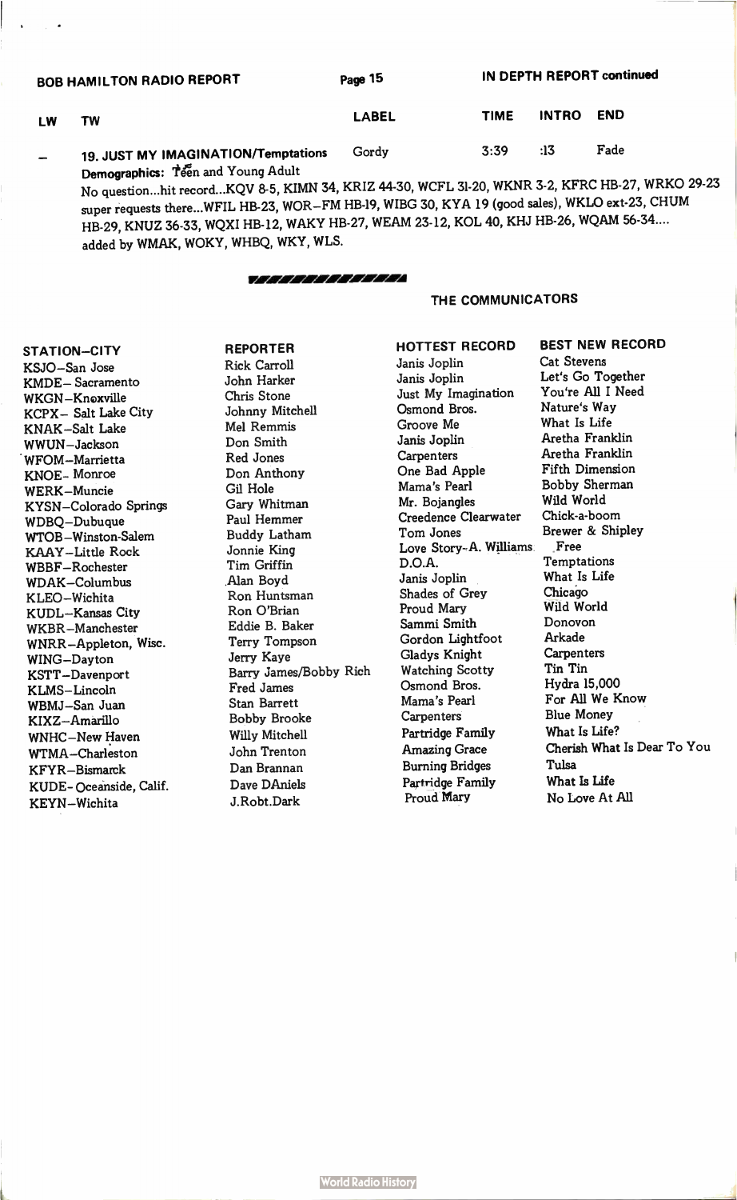IN DEPTH REPORT continued

| LW | TW | LABEL | TIME | INTRO | END |
|---|---|---|---|---|---|
| – | 19. JUST MY IMAGINATION/Temptations | Gordy | 3:39 | :13 | Fade |

**Demographics:** Teen and Young Adult

No question...hit record...KQV 8-5, KIMN 34, KRIZ 44-30, WCFL 31-20, WKNR 3-2, KFRC HB-27, WRKO 29-23 super requests there...WFIL HB-23, WOR–FM HB-19, WIBG 30, KYA 19 (good sales), WKLO ext-23, CHUM HB-29, KNUZ 36-33, WQXI HB-12, WAKY HB-27, WEAM 23-12, KOL 40, KHJ HB-26, WQAM 56-34.... added by WMAK, WOKY, WHBQ, WKY, WLS.

## THE COMMUNICATORS

| STATION–CITY | REPORTER | HOTTEST RECORD | BEST NEW RECORD |
|---|---|---|---|
| KSJO–San Jose | Rick Carroll | Janis Joplin | Cat Stevens |
| KMDE– Sacramento | John Harker | Janis Joplin | Let's Go Together |
| WKGN–Knoxville | Chris Stone | Just My Imagination | You're All I Need |
| KCPX– Salt Lake City | Johnny Mitchell | Osmond Bros. | Nature's Way |
| KNAK–Salt Lake | Mel Remmis | Groove Me | What Is Life |
| WWUN–Jackson | Don Smith | Janis Joplin | Aretha Franklin |
| WFOM–Marrietta | Red Jones | Carpenters | Aretha Franklin |
| KNOE– Monroe | Don Anthony | One Bad Apple | Fifth Dimension |
| WERK–Muncie | Gil Hole | Mama's Pearl | Bobby Sherman |
| KYSN–Colorado Springs | Gary Whitman | Mr. Bojangles | Wild World |
| WDBQ–Dubuque | Paul Hemmer | Creedence Clearwater | Chick-a-boom |
| WTOB–Winston-Salem | Buddy Latham | Tom Jones | Brewer & Shipley |
| KAAY–Little Rock | Jonnie King | Love Story–A. Williams | Free |
| WBBF–Rochester | Tim Griffin | D.O.A. | Temptations |
| WDAK–Columbus | Alan Boyd | Janis Joplin | What Is Life |
| KLEO–Wichita | Ron Huntsman | Shades of Grey | Chicago |
| KUDL–Kansas City | Ron O'Brian | Proud Mary | Wild World |
| WKBR–Manchester | Eddie B. Baker | Sammi Smith | Donovon |
| WNRR–Appleton, Wisc. | Terry Tompson | Gordon Lightfoot | Arkade |
| WING–Dayton | Jerry Kaye | Gladys Knight | Carpenters |
| KSTT–Davenport | Barry James/Bobby Rich | Watching Scotty | Tin Tin |
| KLMS–Lincoln | Fred James | Osmond Bros. | Hydra 15,000 |
| WBMJ–San Juan | Stan Barrett | Mama's Pearl | For All We Know |
| KIXZ–Amarillo | Bobby Brooke | Carpenters | Blue Money |
| WNHC–New Haven | Willy Mitchell | Partridge Family | What Is Life? |
| WTMA–Charleston | John Trenton | Amazing Grace | Cherish What Is Dear To You |
| KFYR–Bismarck | Dan Brannan | Burning Bridges | Tulsa |
| KUDE- Oceanside, Calif. | Dave DAniels | Partridge Family | What Is Life |
| KEYN–Wichita | J.Robt.Dark | Proud Mary | No Love At All |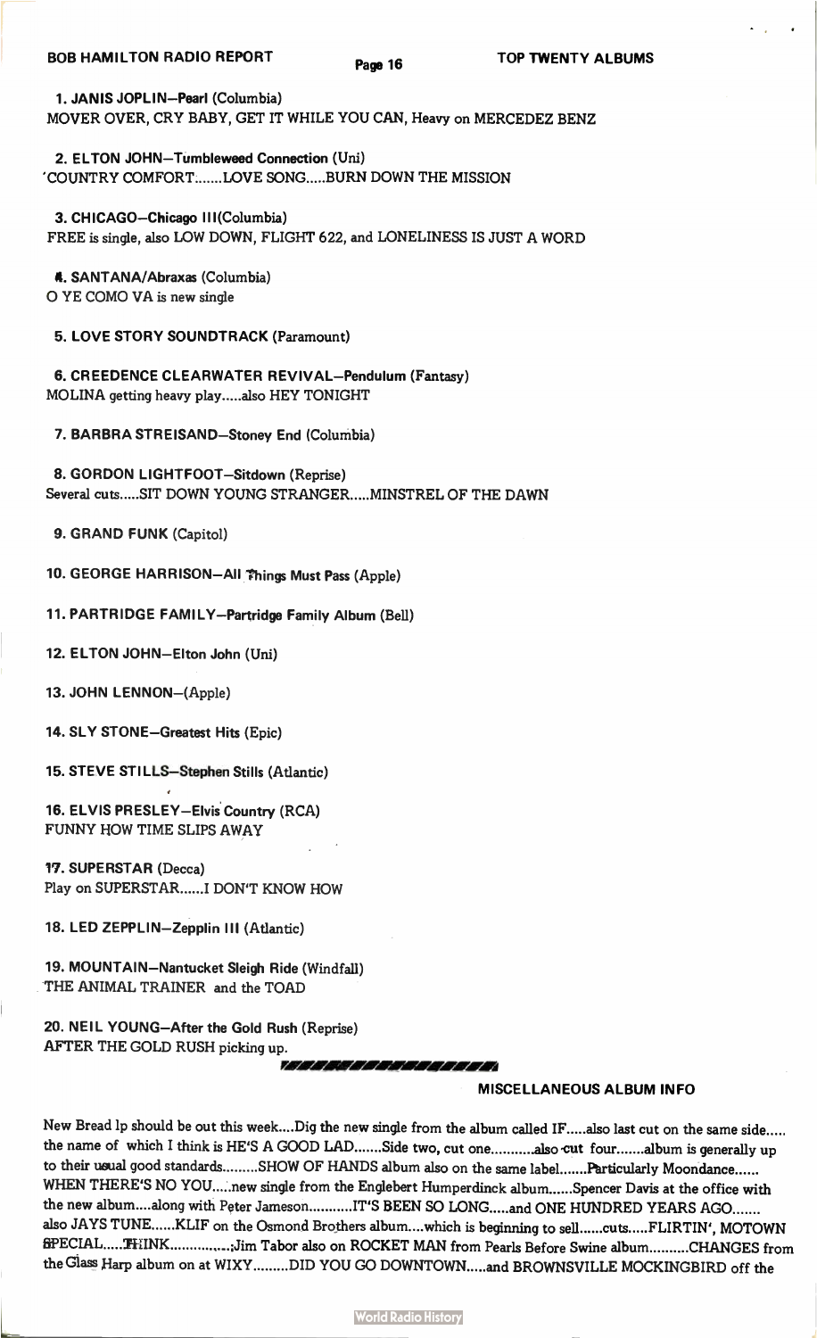## TOP TWENTY ALBUMS

**1. JANIS JOPLIN—Pearl (Columbia)**
MOVER OVER, CRY BABY, GET IT WHILE YOU CAN, Heavy on MERCEDEZ BENZ

**2. ELTON JOHN—Tumbleweed Connection (Uni)**
'COUNTRY COMFORT.......LOVE SONG.....BURN DOWN THE MISSION

**3. CHICAGO—Chicago III (Columbia)**
FREE is single, also LOW DOWN, FLIGHT 622, and LONELINESS IS JUST A WORD

**4. SANTANA/Abraxas (Columbia)**
O YE COMO VA is new single

**5. LOVE STORY SOUNDTRACK (Paramount)**

**6. CREEDENCE CLEARWATER REVIVAL—Pendulum (Fantasy)**
MOLINA getting heavy play.....also HEY TONIGHT

**7. BARBRA STREISAND—Stoney End (Columbia)**

**8. GORDON LIGHTFOOT—Sitdown (Reprise)**
Several cuts.....SIT DOWN YOUNG STRANGER.....MINSTREL OF THE DAWN

**9. GRAND FUNK (Capitol)**

**10. GEORGE HARRISON—All Things Must Pass (Apple)**

**11. PARTRIDGE FAMILY—Partridge Family Album (Bell)**

**12. ELTON JOHN—Elton John (Uni)**

**13. JOHN LENNON—(Apple)**

**14. SLY STONE—Greatest Hits (Epic)**

**15. STEVE STILLS—Stephen Stills (Atlantic)**

**16. ELVIS PRESLEY—Elvis Country (RCA)**
FUNNY HOW TIME SLIPS AWAY

**17. SUPERSTAR (Decca)**
Play on SUPERSTAR......I DON'T KNOW HOW

**18. LED ZEPPLIN—Zepplin III (Atlantic)**

**19. MOUNTAIN—Nantucket Sleigh Ride (Windfall)**
THE ANIMAL TRAINER and the TOAD

**20. NEIL YOUNG—After the Gold Rush (Reprise)**
AFTER THE GOLD RUSH picking up.

### MISCELLANEOUS ALBUM INFO

New Bread lp should be out this week....Dig the new single from the album called IF.....also last cut on the same side..... the name of which I think is HE'S A GOOD LAD.......Side two, cut one...........also cut four.......album is generally up to their usual good standards.........SHOW OF HANDS album also on the same label.......Particularly Moondance...... WHEN THERE'S NO YOU.....new single from the Englebert Humperdinck album......Spencer Davis at the office with the new album....along with Peter Jameson...........IT'S BEEN SO LONG.....and ONE HUNDRED YEARS AGO....... also JAYS TUNE......KLIF on the Osmond Brothers album....which is beginning to sell......cuts.....FLIRTIN', MOTOWN SPECIAL.....THINK...............Jim Tabor also on ROCKET MAN from Pearls Before Swine album..........CHANGES from the Glass Harp album on at WIXY.........DID YOU GO DOWNTOWN.....and BROWNSVILLE MOCKINGBIRD off the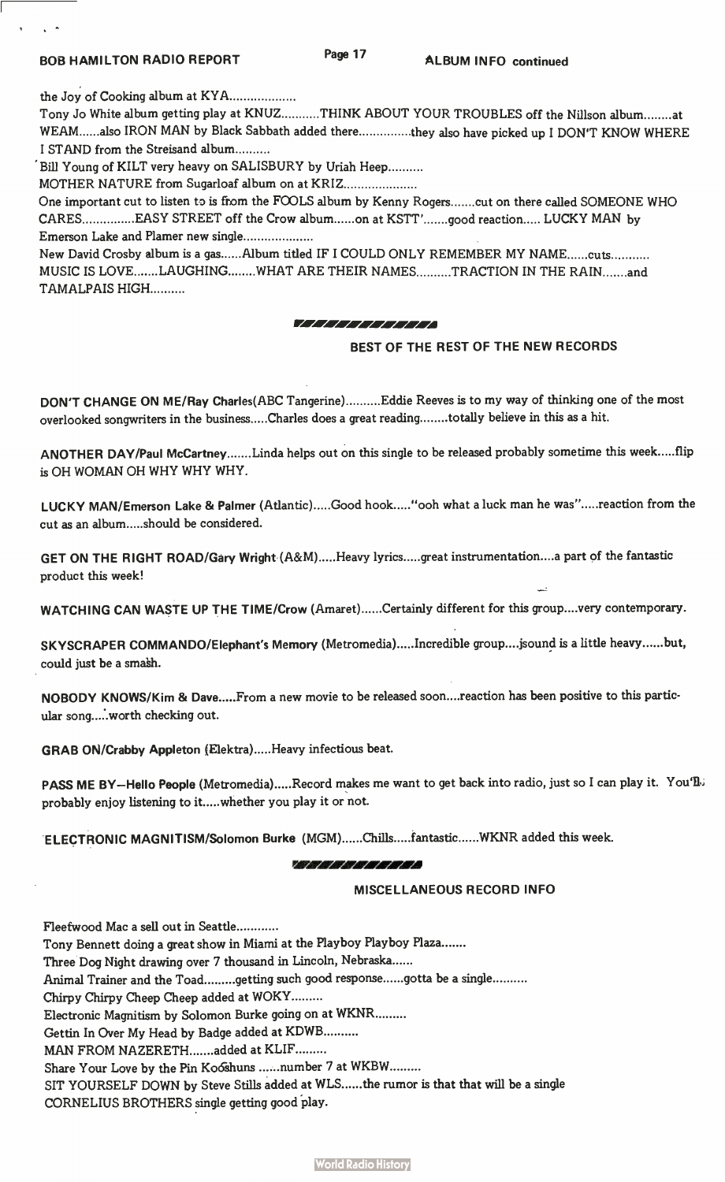**ALBUM INFO continued**

the Joy of Cooking album at KYA...................

Tony Jo White album getting play at KNUZ...........THINK ABOUT YOUR TROUBLES off the Nillson album........at WEAM......also IRON MAN by Black Sabbath added there..............they also have picked up I DON'T KNOW WHERE I STAND from the Streisand album..........

Bill Young of KILT very heavy on SALISBURY by Uriah Heep..........

MOTHER NATURE from Sugarloaf album on at KRIZ.....................

One important cut to listen to is from the FOOLS album by Kenny Rogers.......cut on there called SOMEONE WHO CARES...............EASY STREET off the Crow album......on at KSTT'.......good reaction..... LUCKY MAN by Emerson Lake and Plamer new single....................

New David Crosby album is a gas......Album titled IF I COULD ONLY REMEMBER MY NAME......cuts........... MUSIC IS LOVE.......LAUGHING........WHAT ARE THEIR NAMES..........TRACTION IN THE RAIN.......and TAMALPAIS HIGH..........

## BEST OF THE REST OF THE NEW RECORDS

**DON'T CHANGE ON ME/Ray Charles**(ABC Tangerine)..........Eddie Reeves is to my way of thinking one of the most overlooked songwriters in the business.....Charles does a great reading........totally believe in this as a hit.

**ANOTHER DAY/Paul McCartney**.......Linda helps out on this single to be released probably sometime this week.....flip is OH WOMAN OH WHY WHY WHY.

**LUCKY MAN/Emerson Lake & Palmer** (Atlantic).....Good hook....."ooh what a luck man he was".....reaction from the cut as an album.....should be considered.

**GET ON THE RIGHT ROAD/Gary Wright** (A&M).....Heavy lyrics.....great instrumentation....a part of the fantastic product this week!

**WATCHING CAN WASTE UP THE TIME/Crow** (Amaret)......Certainly different for this group....very contemporary.

**SKYSCRAPER COMMANDO/Elephant's Memory** (Metromedia).....Incredible group....sound is a little heavy......but, could just be a smash.

**NOBODY KNOWS/Kim & Dave**.....From a new movie to be released soon....reaction has been positive to this particular song.....worth checking out.

**GRAB ON/Crabby Appleton** (Elektra).....Heavy infectious beat.

**PASS ME BY—Hello People** (Metromedia).....Record makes me want to get back into radio, just so I can play it. You'll probably enjoy listening to it.....whether you play it or not.

**ELECTRONIC MAGNITISM/Solomon Burke** (MGM)......Chills.....fantastic......WKNR added this week.

## MISCELLANEOUS RECORD INFO

Fleetwood Mac a sell out in Seattle............

Tony Bennett doing a great show in Miami at the Playboy Playboy Plaza.......

Three Dog Night drawing over 7 thousand in Lincoln, Nebraska......

Animal Trainer and the Toad.........getting such good response......gotta be a single..........

Chirpy Chirpy Cheep Cheep added at WOKY.........

Electronic Magnitism by Solomon Burke going on at WKNR.........

Gettin In Over My Head by Badge added at KDWB..........

MAN FROM NAZERETH.......added at KLIF.........

Share Your Love by the Pin Kooshuns ......number 7 at WKBW.........

SIT YOURSELF DOWN by Steve Stills added at WLS......the rumor is that that will be a single

CORNELIUS BROTHERS single getting good play.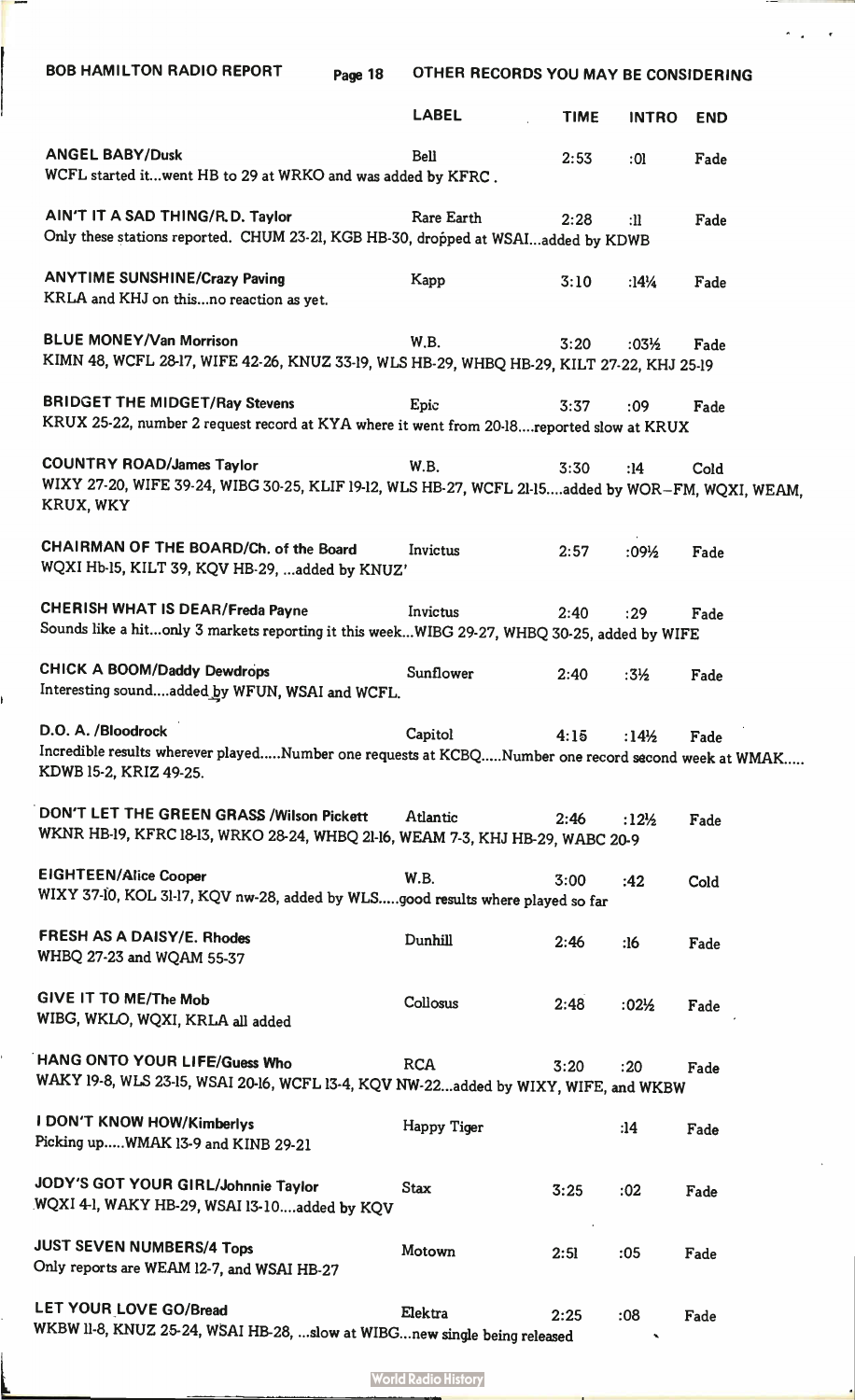## OTHER RECORDS YOU MAY BE CONSIDERING

| | LABEL | TIME | INTRO | END |
|---|---|---|---|---|
| **ANGEL BABY/Dusk** | Bell | 2:53 | :01 | Fade |
| WCFL started it...went HB to 29 at WRKO and was added by KFRC. | | | | |
| **AIN'T IT A SAD THING/R. D. Taylor** | Rare Earth | 2:28 | :11 | Fade |
| Only these stations reported. CHUM 23-21, KGB HB-30, dropped at WSAI...added by KDWB | | | | |
| **ANYTIME SUNSHINE/Crazy Paving** | Kapp | 3:10 | :14¼ | Fade |
| KRLA and KHJ on this...no reaction as yet. | | | | |
| **BLUE MONEY/Van Morrison** | W.B. | 3:20 | :03½ | Fade |
| KIMN 48, WCFL 28-17, WIFE 42-26, KNUZ 33-19, WLS HB-29, WHBQ HB-29, KILT 27-22, KHJ 25-19 | | | | |
| **BRIDGET THE MIDGET/Ray Stevens** | Epic | 3:37 | :09 | Fade |
| KRUX 25-22, number 2 request record at KYA where it went from 20-18....reported slow at KRUX | | | | |
| **COUNTRY ROAD/James Taylor** | W.B. | 3:30 | :14 | Cold |
| WIXY 27-20, WIFE 39-24, WIBG 30-25, KLIF 19-12, WLS HB-27, WCFL 21-15....added by WOR–FM, WQXI, WEAM, KRUX, WKY | | | | |
| **CHAIRMAN OF THE BOARD/Ch. of the Board** | Invictus | 2:57 | :09½ | Fade |
| WQXI Hb-15, KILT 39, KQV HB-29, ...added by KNUZ' | | | | |
| **CHERISH WHAT IS DEAR/Freda Payne** | Invictus | 2:40 | :29 | Fade |
| Sounds like a hit...only 3 markets reporting it this week...WIBG 29-27, WHBQ 30-25, added by WIFE | | | | |
| **CHICK A BOOM/Daddy Dewdrops** | Sunflower | 2:40 | :3½ | Fade |
| Interesting sound....added by WFUN, WSAI and WCFL. | | | | |
| **D.O. A. /Bloodrock** | Capitol | 4:15 | :14½ | Fade |
| Incredible results wherever played.....Number one requests at KCBQ.....Number one record second week at WMAK..... KDWB 15-2, KRIZ 49-25. | | | | |
| **DON'T LET THE GREEN GRASS /Wilson Pickett** | Atlantic | 2:46 | :12½ | Fade |
| WKNR HB-19, KFRC 18-13, WRKO 28-24, WHBQ 21-16, WEAM 7-3, KHJ HB-29, WABC 20-9 | | | | |
| **EIGHTEEN/Alice Cooper** | W.B. | 3:00 | :42 | Cold |
| WIXY 37-10, KOL 31-17, KQV nw-28, added by WLS.....good results where played so far | | | | |
| **FRESH AS A DAISY/E. Rhodes** | Dunhill | 2:46 | :16 | Fade |
| WHBQ 27-23 and WQAM 55-37 | | | | |
| **GIVE IT TO ME/The Mob** | Collosus | 2:48 | :02½ | Fade |
| WIBG, WKLO, WQXI, KRLA all added | | | | |
| **HANG ONTO YOUR LIFE/Guess Who** | RCA | 3:20 | :20 | Fade |
| WAKY 19-8, WLS 23-15, WSAI 20-16, WCFL 13-4, KQV NW-22...added by WIXY, WIFE, and WKBW | | | | |
| **I DON'T KNOW HOW/Kimberlys** | Happy Tiger | | :14 | Fade |
| Picking up.....WMAK 13-9 and KINB 29-21 | | | | |
| **JODY'S GOT YOUR GIRL/Johnnie Taylor** | Stax | 3:25 | :02 | Fade |
| WQXI 4-1, WAKY HB-29, WSAI 13-10....added by KQV | | | | |
| **JUST SEVEN NUMBERS/4 Tops** | Motown | 2:51 | :05 | Fade |
| Only reports are WEAM 12-7, and WSAI HB-27 | | | | |
| **LET YOUR LOVE GO/Bread** | Elektra | 2:25 | :08 | Fade |
| WKBW 11-8, KNUZ 25-24, WSAI HB-28, ...slow at WIBG...new single being released | | | | |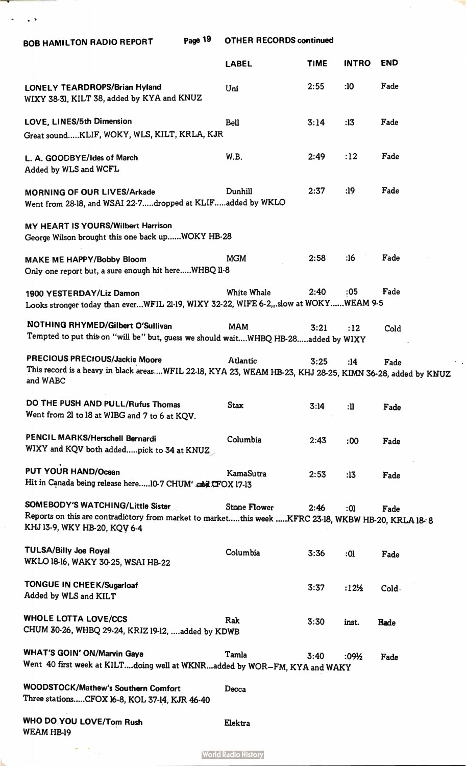BOB HAMILTON RADIO REPORT Page 19 **OTHER RECORDS continued**

| | LABEL | TIME | INTRO | END |
|---|---|---|---|---|
| **LONELY TEARDROPS/Brian Hyland**<br>WIXY 38-31, KILT 38, added by KYA and KNUZ | Uni | 2:55 | :10 | Fade |
| **LOVE, LINES/5th Dimension**<br>Great sound.....KLIF, WOKY, WLS, KILT, KRLA, KJR | Bell | 3:14 | :13 | Fade |
| **L. A. GOODBYE/Ides of March**<br>Added by WLS and WCFL | W.B. | 2:49 | :12 | Fade |
| **MORNING OF OUR LIVES/Arkade**<br>Went from 28-18, and WSAI 22-7.....dropped at KLIF.....added by WKLO | Dunhill | 2:37 | :19 | Fade |
| **MY HEART IS YOURS/Wilbert Harrison**<br>George Wilson brought this one back up......WOKY HB-28 | | | | |
| **MAKE ME HAPPY/Bobby Bloom**<br>Only one report but, a sure enough hit here.....WHBQ 11-8 | MGM | 2:58 | :16 | Fade |
| **1900 YESTERDAY/Liz Damon**<br>Looks stronger today than ever...WFIL 21-19, WIXY 32-22, WIFE 6-2,,.slow at WOKY......WEAM 9-5 | White Whale | 2:40 | :05 | Fade |
| **NOTHING RHYMED/Gilbert O'Sullivan**<br>Tempted to put this on "will be" but, guess we should wait....WHBQ HB-28.....added by WIXY | MAM | 3:21 | :12 | Cold |
| **PRECIOUS PRECIOUS/Jackie Moore**<br>This record is a heavy in black areas....WFIL 22-18, KYA 23, WEAM HB-23, KHJ 28-25, KIMN 36-28, added by KNUZ and WABC | Atlantic | 3:25 | :14 | Fade |
| **DO THE PUSH AND PULL/Rufus Thomas**<br>Went from 21 to 18 at WIBG and 7 to 6 at KQV. | Stax | 3:14 | :11 | Fade |
| **PENCIL MARKS/Herschell Bernardi**<br>WIXY and KQV both added.....pick to 34 at KNUZ | Columbia | 2:43 | :00 | Fade |
| **PUT YOUR HAND/Ocean**<br>Hit in Canada being release here.....10-7 CHUM' and CFOX 17-13 | KamaSutra | 2:53 | :13 | Fade |
| **SOMEBODY'S WATCHING/Little Sister**<br>Reports on this are contradictory from market to market.....this week .....KFRC 23-18, WKBW HB-20, KRLA 18-8 KHJ 13-9, WKY HB-20, KQV 6-4 | Stone Flower | 2:46 | :01 | Fade |
| **TULSA/Billy Joe Royal**<br>WKLO 18-16, WAKY 30-25, WSAI HB-22 | Columbia | 3:36 | :01 | Fade |
| **TONGUE IN CHEEK/Sugarloaf**<br>Added by WLS and KILT | | 3:37 | :12½ | Cold. |
| **WHOLE LOTTA LOVE/CCS**<br>CHUM 30-26, WHBQ 29-24, KRIZ 19-12, ....added by KDWB | Rak | 3:30 | inst. | Fade |
| **WHAT'S GOIN' ON/Marvin Gaye**<br>Went 40 first week at KILT....doing well at WKNR...added by WOR-FM, KYA and WAKY | Tamla | 3:40 | :09½ | Fade |
| **WOODSTOCK/Mathew's Southern Comfort**<br>Three stations.....CFOX 16-8, KOL 37-14, KJR 46-40 | Decca | | | |
| **WHO DO YOU LOVE/Tom Rush**<br>WEAM HB-19 | Elektra | | | |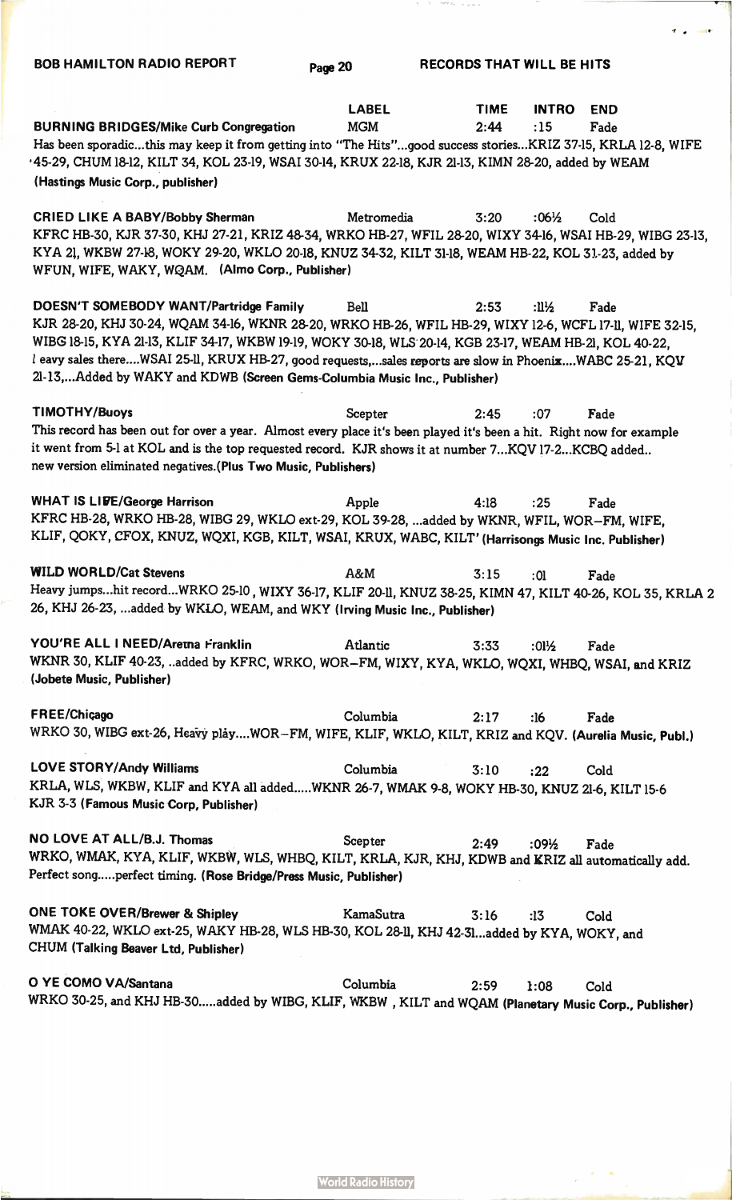## RECORDS THAT WILL BE HITS

| | LABEL | TIME | INTRO | END |
|---|---|---|---|---|
| **BURNING BRIDGES/Mike Curb Congregation** | MGM | 2:44 | :15 | Fade |

Has been sporadic...this may keep it from getting into "The Hits"...good success stories...KRIZ 37-15, KRLA 12-8, WIFE 45-29, CHUM 18-12, KILT 34, KOL 23-19, WSAI 30-14, KRUX 22-18, KJR 21-13, KIMN 28-20, added by WEAM **(Hastings Music Corp., publisher)**

| | | | | |
|---|---|---|---|---|
| **CRIED LIKE A BABY/Bobby Sherman** | Metromedia | 3:20 | :06½ | Cold |

KFRC HB-30, KJR 37-30, KHJ 27-21, KRIZ 48-34, WRKO HB-27, WFIL 28-20, WIXY 34-16, WSAI HB-29, WIBG 23-13, KYA 21, WKBW 27-18, WOKY 29-20, WKLO 20-18, KNUZ 34-32, KILT 31-18, WEAM HB-22, KOL 31-23, added by WFUN, WIFE, WAKY, WQAM. **(Almo Corp., Publisher)**

| | | | | |
|---|---|---|---|---|
| **DOESN'T SOMEBODY WANT/Partridge Family** | Bell | 2:53 | :11½ | Fade |

KJR 28-20, KHJ 30-24, WQAM 34-16, WKNR 28-20, WRKO HB-26, WFIL HB-29, WIXY 12-6, WCFL 17-11, WIFE 32-15, WIBG 18-15, KYA 21-13, KLIF 34-17, WKBW 19-19, WOKY 30-18, WLS 20-14, KGB 23-17, WEAM HB-21, KOL 40-22, heavy sales there....WSAI 25-11, KRUX HB-27, good requests,...sales reports are slow in Phoenix....WABC 25-21, KQV 21-13,...Added by WAKY and KDWB **(Screen Gems-Columbia Music Inc., Publisher)**

| | | | | |
|---|---|---|---|---|
| **TIMOTHY/Buoys** | Scepter | 2:45 | :07 | Fade |

This record has been out for over a year. Almost every place it's been played it's been a hit. Right now for example it went from 5-1 at KOL and is the top requested record. KJR shows it at number 7...KQV 17-2...KCBQ added.. new version eliminated negatives.**(Plus Two Music, Publishers)**

| | | | | |
|---|---|---|---|---|
| **WHAT IS LIFE/George Harrison** | Apple | 4:18 | :25 | Fade |

KFRC HB-28, WRKO HB-28, WIBG 29, WKLO ext-29, KOL 39-28, ...added by WKNR, WFIL, WOR–FM, WIFE, KLIF, QOKY, CFOX, KNUZ, WQXI, KGB, KILT, WSAI, KRUX, WABC, KILT' **(Harrisongs Music Inc. Publisher)**

| | | | | |
|---|---|---|---|---|
| **WILD WORLD/Cat Stevens** | A&M | 3:15 | :01 | Fade |

Heavy jumps...hit record...WRKO 25-10, WIXY 36-17, KLIF 20-11, KNUZ 38-25, KIMN 47, KILT 40-26, KOL 35, KRLA 2 26, KHJ 26-23, ...added by WKLO, WEAM, and WKY **(Irving Music Inc., Publisher)**

| | | | | |
|---|---|---|---|---|
| **YOU'RE ALL I NEED/Aretha Franklin** | Atlantic | 3:33 | :01½ | Fade |

WKNR 30, KLIF 40-23, ..added by KFRC, WRKO, WOR–FM, WIXY, KYA, WKLO, WQXI, WHBQ, WSAI, and KRIZ **(Jobete Music, Publisher)**

| | | | | |
|---|---|---|---|---|
| **FREE/Chicago** | Columbia | 2:17 | :16 | Fade |

WRKO 30, WIBG ext-26, Heavy play....WOR–FM, WIFE, KLIF, WKLO, KILT, KRIZ and KQV. **(Aurelia Music, Publ.)**

| | | | | |
|---|---|---|---|---|
| **LOVE STORY/Andy Williams** | Columbia | 3:10 | :22 | Cold |

KRLA, WLS, WKBW, KLIF and KYA all added.....WKNR 26-7, WMAK 9-8, WOKY HB-30, KNUZ 21-6, KILT 15-6 KJR 3-3 **(Famous Music Corp, Publisher)**

| | | | | |
|---|---|---|---|---|
| **NO LOVE AT ALL/B.J. Thomas** | Scepter | 2:49 | :09½ | Fade |

WRKO, WMAK, KYA, KLIF, WKBW, WLS, WHBQ, KILT, KRLA, KJR, KHJ, KDWB and KRIZ all automatically add. Perfect song.....perfect timing. **(Rose Bridge/Press Music, Publisher)**

| | | | | |
|---|---|---|---|---|
| **ONE TOKE OVER/Brewer & Shipley** | KamaSutra | 3:16 | :13 | Cold |

WMAK 40-22, WKLO ext-25, WAKY HB-28, WLS HB-30, KOL 28-11, KHJ 42-31...added by KYA, WOKY, and CHUM **(Talking Beaver Ltd, Publisher)**

| | | | | |
|---|---|---|---|---|
| **O YE COMO VA/Santana** | Columbia | 2:59 | 1:08 | Cold |

WRKO 30-25, and KHJ HB-30.....added by WIBG, KLIF, WKBW , KILT and WQAM **(Planetary Music Corp., Publisher)**